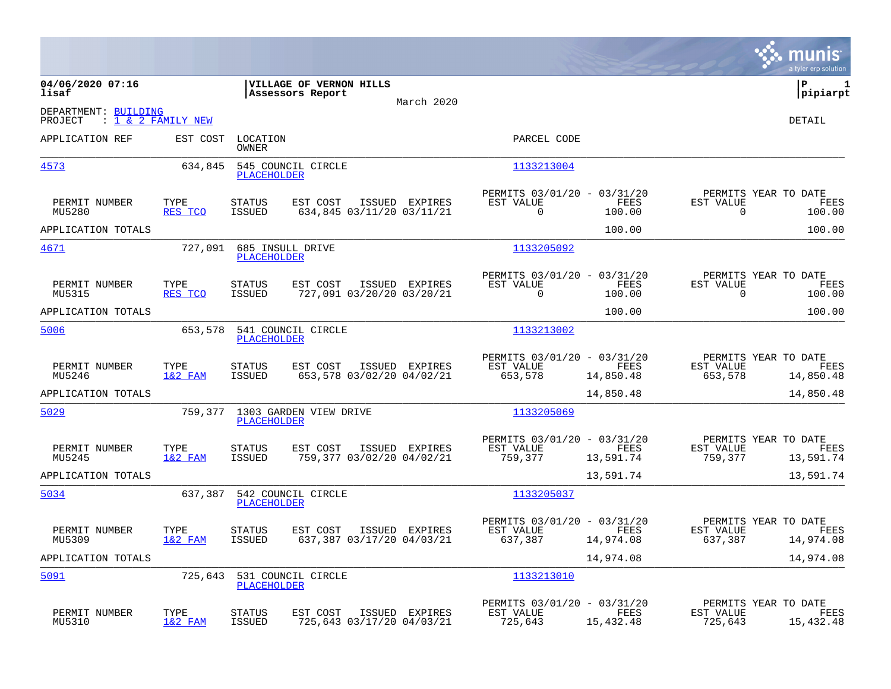**04/06/2020 07:16**
**lisaf**

**VILLAGE OF VERNON HILLS**
**Assessors Report**

March 2020

**P 1**
**pipiarpt**

DEPARTMENT: BUILDING
PROJECT : 1 & 2 FAMILY NEW

DETAIL

| APPLICATION REF | EST COST | LOCATION / OWNER | PARCEL CODE |
|---|---|---|---|
| 4573 | 634,845 | 545 COUNCIL CIRCLE / PLACEHOLDER | 1133213004 |

| PERMIT NUMBER | TYPE | STATUS | EST COST | ISSUED | EXPIRES | PERMITS 03/01/20 - 03/31/20 EST VALUE | FEES | PERMITS YEAR TO DATE EST VALUE | FEES |
|---|---|---|---|---|---|---|---|---|---|
| MU5280 | RES TCO | ISSUED | 634,845 | 03/11/20 | 03/11/21 | 0 | 100.00 | 0 | 100.00 |
| APPLICATION TOTALS | | | | | | | 100.00 | | 100.00 |

| APPLICATION REF | EST COST | LOCATION / OWNER | PARCEL CODE |
|---|---|---|---|
| 4671 | 727,091 | 685 INSULL DRIVE / PLACEHOLDER | 1133205092 |

| PERMIT NUMBER | TYPE | STATUS | EST COST | ISSUED | EXPIRES | PERMITS 03/01/20 - 03/31/20 EST VALUE | FEES | PERMITS YEAR TO DATE EST VALUE | FEES |
|---|---|---|---|---|---|---|---|---|---|
| MU5315 | RES TCO | ISSUED | 727,091 | 03/20/20 | 03/20/21 | 0 | 100.00 | 0 | 100.00 |
| APPLICATION TOTALS | | | | | | | 100.00 | | 100.00 |

| APPLICATION REF | EST COST | LOCATION / OWNER | PARCEL CODE |
|---|---|---|---|
| 5006 | 653,578 | 541 COUNCIL CIRCLE / PLACEHOLDER | 1133213002 |

| PERMIT NUMBER | TYPE | STATUS | EST COST | ISSUED | EXPIRES | PERMITS 03/01/20 - 03/31/20 EST VALUE | FEES | PERMITS YEAR TO DATE EST VALUE | FEES |
|---|---|---|---|---|---|---|---|---|---|
| MU5246 | 1&2 FAM | ISSUED | 653,578 | 03/02/20 | 04/02/21 | 653,578 | 14,850.48 | 653,578 | 14,850.48 |
| APPLICATION TOTALS | | | | | | | 14,850.48 | | 14,850.48 |

| APPLICATION REF | EST COST | LOCATION / OWNER | PARCEL CODE |
|---|---|---|---|
| 5029 | 759,377 | 1303 GARDEN VIEW DRIVE / PLACEHOLDER | 1133205069 |

| PERMIT NUMBER | TYPE | STATUS | EST COST | ISSUED | EXPIRES | PERMITS 03/01/20 - 03/31/20 EST VALUE | FEES | PERMITS YEAR TO DATE EST VALUE | FEES |
|---|---|---|---|---|---|---|---|---|---|
| MU5245 | 1&2 FAM | ISSUED | 759,377 | 03/02/20 | 04/02/21 | 759,377 | 13,591.74 | 759,377 | 13,591.74 |
| APPLICATION TOTALS | | | | | | | 13,591.74 | | 13,591.74 |

| APPLICATION REF | EST COST | LOCATION / OWNER | PARCEL CODE |
|---|---|---|---|
| 5034 | 637,387 | 542 COUNCIL CIRCLE / PLACEHOLDER | 1133205037 |

| PERMIT NUMBER | TYPE | STATUS | EST COST | ISSUED | EXPIRES | PERMITS 03/01/20 - 03/31/20 EST VALUE | FEES | PERMITS YEAR TO DATE EST VALUE | FEES |
|---|---|---|---|---|---|---|---|---|---|
| MU5309 | 1&2 FAM | ISSUED | 637,387 | 03/17/20 | 04/03/21 | 637,387 | 14,974.08 | 637,387 | 14,974.08 |
| APPLICATION TOTALS | | | | | | | 14,974.08 | | 14,974.08 |

| APPLICATION REF | EST COST | LOCATION / OWNER | PARCEL CODE |
|---|---|---|---|
| 5091 | 725,643 | 531 COUNCIL CIRCLE / PLACEHOLDER | 1133213010 |

| PERMIT NUMBER | TYPE | STATUS | EST COST | ISSUED | EXPIRES | PERMITS 03/01/20 - 03/31/20 EST VALUE | FEES | PERMITS YEAR TO DATE EST VALUE | FEES |
|---|---|---|---|---|---|---|---|---|---|
| MU5310 | 1&2 FAM | ISSUED | 725,643 | 03/17/20 | 04/03/21 | 725,643 | 15,432.48 | 725,643 | 15,432.48 |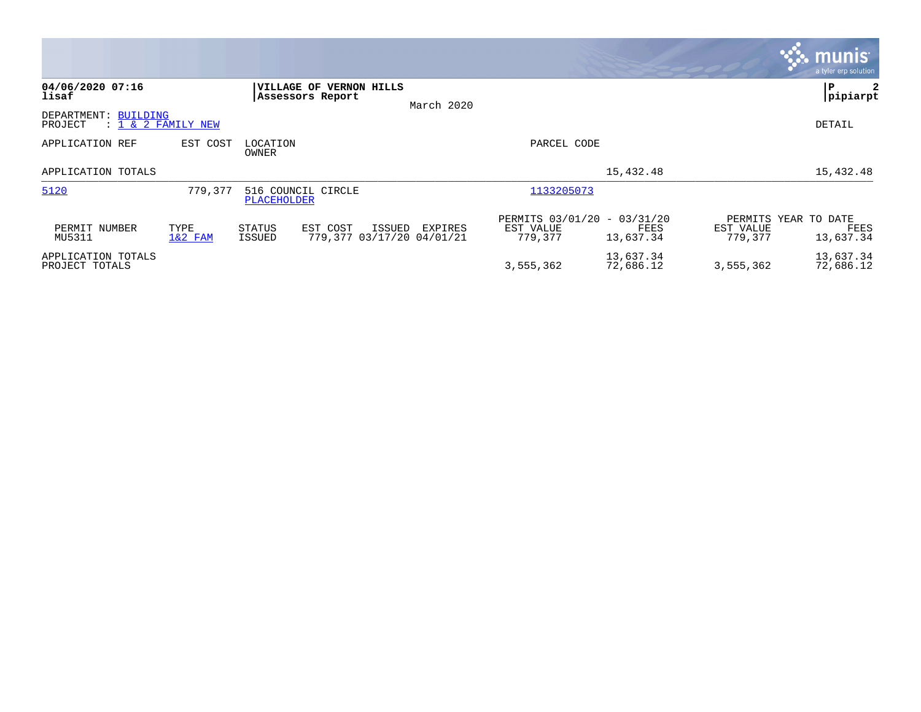**04/06/2020 07:16**
**lisaf**

**VILLAGE OF VERNON HILLS**
**Assessors Report**

March 2020

**P 2**
**pipiarpt**

DEPARTMENT: BUILDING
PROJECT : 1 & 2 FAMILY NEW

DETAIL

| APPLICATION REF | EST COST | LOCATION / OWNER | | | PARCEL CODE | | | |
|---|---|---|---|---|---|---|---|---|
| APPLICATION TOTALS | | | | | | 15,432.48 | | 15,432.48 |
| 5120 | 779,377 | 516 COUNCIL CIRCLE / PLACEHOLDER | | | 1133205073 | | | |

| PERMIT NUMBER | TYPE | STATUS | EST COST | ISSUED | EXPIRES | PERMITS 03/01/20 - 03/31/20 EST VALUE | FEES | PERMITS YEAR TO DATE EST VALUE | FEES |
|---|---|---|---|---|---|---|---|---|---|
| MU5311 | 1&2 FAM | ISSUED | 779,377 | 03/17/20 | 04/01/21 | 779,377 | 13,637.34 | 779,377 | 13,637.34 |
| APPLICATION TOTALS | | | | | | | 13,637.34 | | 13,637.34 |
| PROJECT TOTALS | | | | | | 3,555,362 | 72,686.12 | 3,555,362 | 72,686.12 |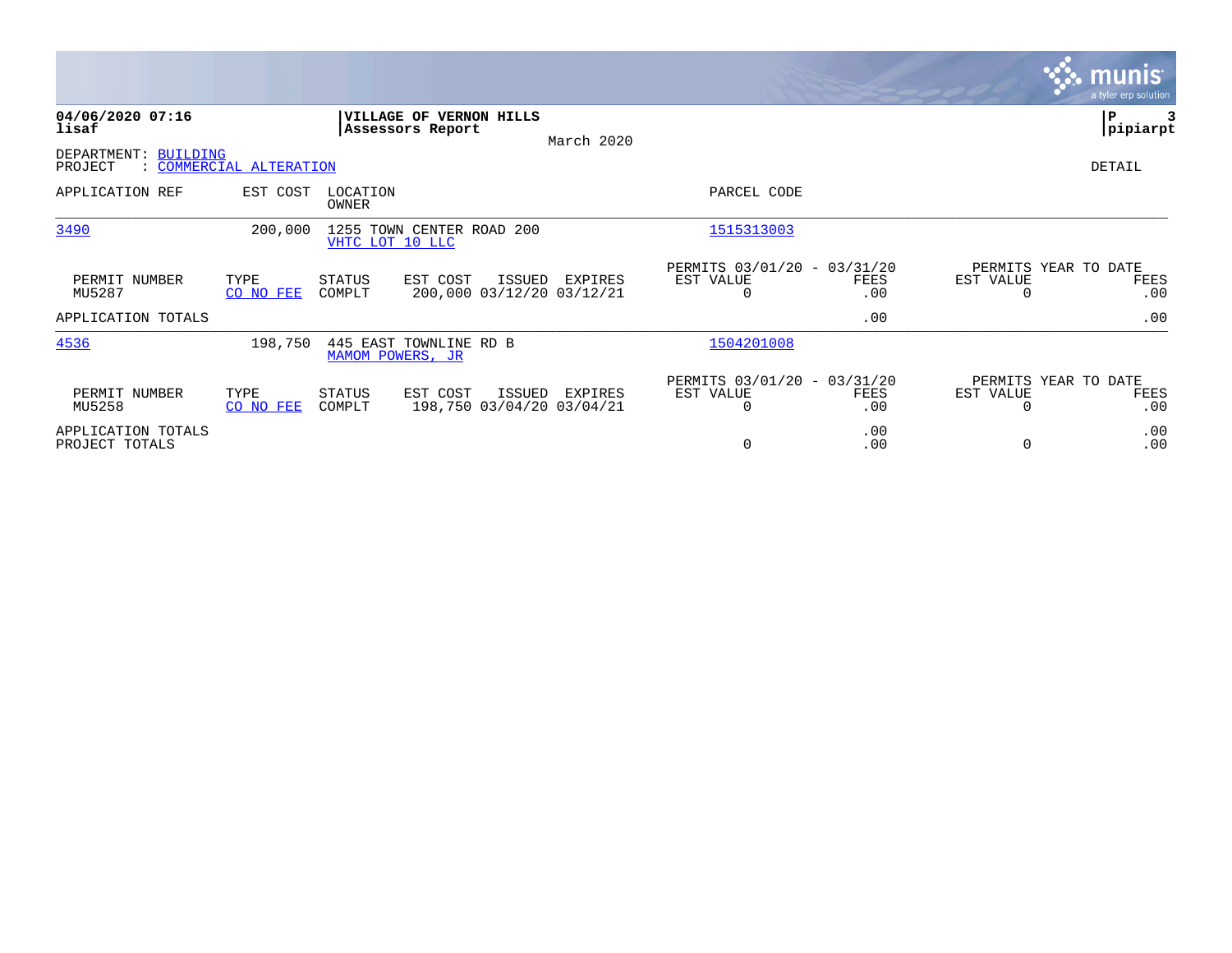**VILLAGE OF VERNON HILLS**
**Assessors Report**

March 2020

DEPARTMENT: BUILDING
PROJECT : COMMERCIAL ALTERATION

DETAIL

| APPLICATION REF | EST COST | LOCATION / OWNER | PARCEL CODE |
|---|---|---|---|
| 3490 | 200,000 | 1255 TOWN CENTER ROAD 200 / VHTC LOT 10 LLC | 1515313003 |

| PERMIT NUMBER | TYPE | STATUS | EST COST | ISSUED | EXPIRES | PERMITS 03/01/20 - 03/31/20 EST VALUE | FEES | PERMITS YEAR TO DATE EST VALUE | FEES |
|---|---|---|---|---|---|---|---|---|---|
| MU5287 | CO NO FEE | COMPLT | 200,000 | 03/12/20 | 03/12/21 | 0 | .00 | 0 | .00 |
| APPLICATION TOTALS | | | | | | | .00 | | .00 |

| APPLICATION REF | EST COST | LOCATION / OWNER | PARCEL CODE |
|---|---|---|---|
| 4536 | 198,750 | 445 EAST TOWNLINE RD B / MAMOM POWERS, JR | 1504201008 |

| PERMIT NUMBER | TYPE | STATUS | EST COST | ISSUED | EXPIRES | PERMITS 03/01/20 - 03/31/20 EST VALUE | FEES | PERMITS YEAR TO DATE EST VALUE | FEES |
|---|---|---|---|---|---|---|---|---|---|
| MU5258 | CO NO FEE | COMPLT | 198,750 | 03/04/20 | 03/04/21 | 0 | .00 | 0 | .00 |
| APPLICATION TOTALS | | | | | | | .00 | | .00 |
| PROJECT TOTALS | | | | | | 0 | .00 | 0 | .00 |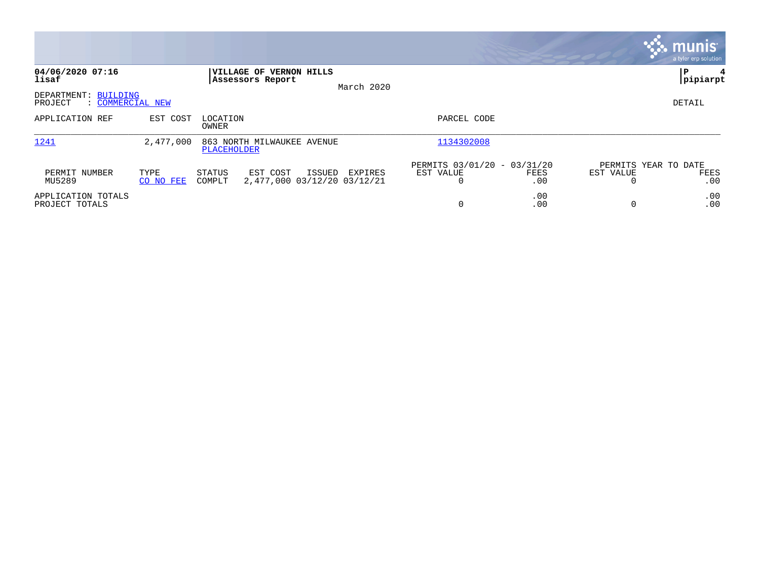04/06/2020 07:16
lisaf

**VILLAGE OF VERNON HILLS**
**Assessors Report**

March 2020

pipiarpt

DEPARTMENT: BUILDING
PROJECT : COMMERCIAL NEW

DETAIL

| APPLICATION REF | EST COST | LOCATION / OWNER | PARCEL CODE |
|---|---|---|---|
| 1241 | 2,477,000 | 863 NORTH MILWAUKEE AVENUE / PLACEHOLDER | 1134302008 |

| | | | | | | PERMITS 03/01/20 - 03/31/20 | | PERMITS YEAR TO DATE | |
|---|---|---|---|---|---|---|---|---|---|
| PERMIT NUMBER | TYPE | STATUS | EST COST | ISSUED | EXPIRES | EST VALUE | FEES | EST VALUE | FEES |
| MU5289 | CO NO FEE | COMPLT | 2,477,000 | 03/12/20 | 03/12/21 | 0 | .00 | 0 | .00 |
| APPLICATION TOTALS | | | | | | | .00 | | .00 |
| PROJECT TOTALS | | | | | | 0 | .00 | 0 | .00 |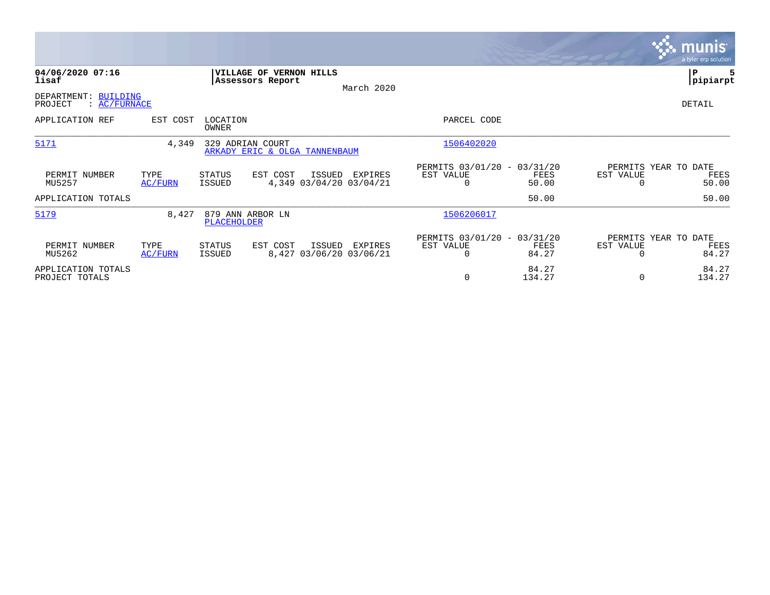**04/06/2020 07:16**
**lisaf**

**VILLAGE OF VERNON HILLS**
**Assessors Report**

March 2020

**P 5**
**pipiarpt**

DEPARTMENT: BUILDING
PROJECT : AC/FURNACE

DETAIL

| APPLICATION REF | EST COST | LOCATION / OWNER | PARCEL CODE |
|---|---|---|---|
| 5171 | 4,349 | 329 ADRIAN COURT / ARKADY ERIC & OLGA TANNENBAUM | 1506402020 |

| PERMIT NUMBER | TYPE | STATUS | EST COST | ISSUED | EXPIRES | PERMITS 03/01/20 - 03/31/20 EST VALUE | FEES | PERMITS YEAR TO DATE EST VALUE | FEES |
|---|---|---|---|---|---|---|---|---|---|
| MU5257 | AC/FURN | ISSUED | 4,349 | 03/04/20 | 03/04/21 | 0 | 50.00 | 0 | 50.00 |
| APPLICATION TOTALS | | | | | | | 50.00 | | 50.00 |

| APPLICATION REF | EST COST | LOCATION / OWNER | PARCEL CODE |
|---|---|---|---|
| 5179 | 8,427 | 879 ANN ARBOR LN / PLACEHOLDER | 1506206017 |

| PERMIT NUMBER | TYPE | STATUS | EST COST | ISSUED | EXPIRES | PERMITS 03/01/20 - 03/31/20 EST VALUE | FEES | PERMITS YEAR TO DATE EST VALUE | FEES |
|---|---|---|---|---|---|---|---|---|---|
| MU5262 | AC/FURN | ISSUED | 8,427 | 03/06/20 | 03/06/21 | 0 | 84.27 | 0 | 84.27 |
| APPLICATION TOTALS | | | | | | | 84.27 | | 84.27 |
| PROJECT TOTALS | | | | | | 0 | 134.27 | 0 | 134.27 |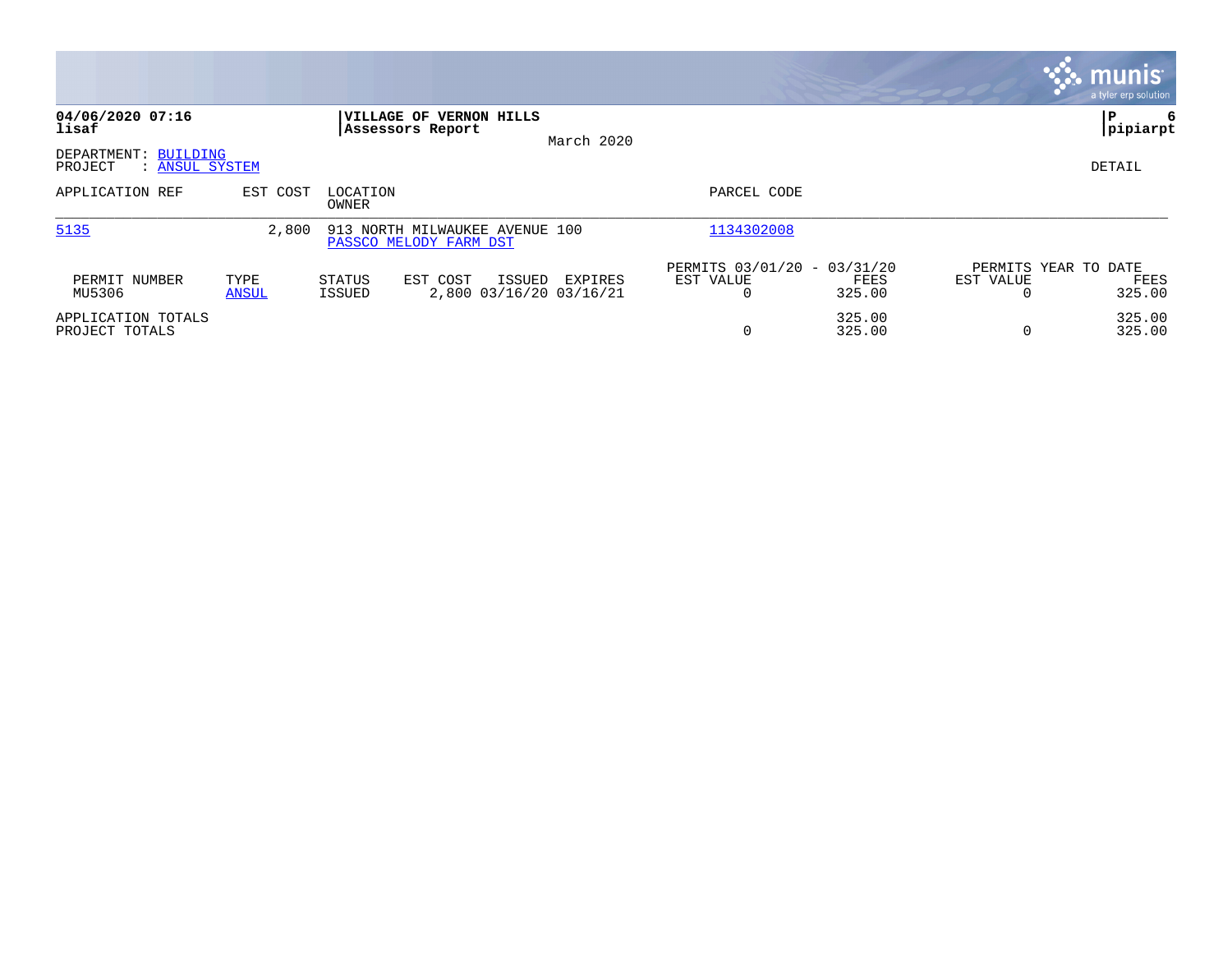**04/06/2020 07:16**
**lisaf**

**VILLAGE OF VERNON HILLS**
**Assessors Report**
March 2020

**P 6**
**pipiarpt**

DEPARTMENT: BUILDING
PROJECT : ANSUL SYSTEM

DETAIL

| APPLICATION REF | EST COST | LOCATION / OWNER | PARCEL CODE |
|---|---|---|---|
| 5135 | 2,800 | 913 NORTH MILWAUKEE AVENUE 100 / PASSCO MELODY FARM DST | 1134302008 |

| PERMIT NUMBER | TYPE | STATUS | EST COST | ISSUED | EXPIRES | PERMITS 03/01/20 - 03/31/20 EST VALUE | FEES | PERMITS YEAR TO DATE EST VALUE | FEES |
|---|---|---|---|---|---|---|---|---|---|
| MU5306 | ANSUL | ISSUED | 2,800 | 03/16/20 | 03/16/21 | 0 | 325.00 | 0 | 325.00 |
| APPLICATION TOTALS | | | | | | | 325.00 | | 325.00 |
| PROJECT TOTALS | | | | | | 0 | 325.00 | 0 | 325.00 |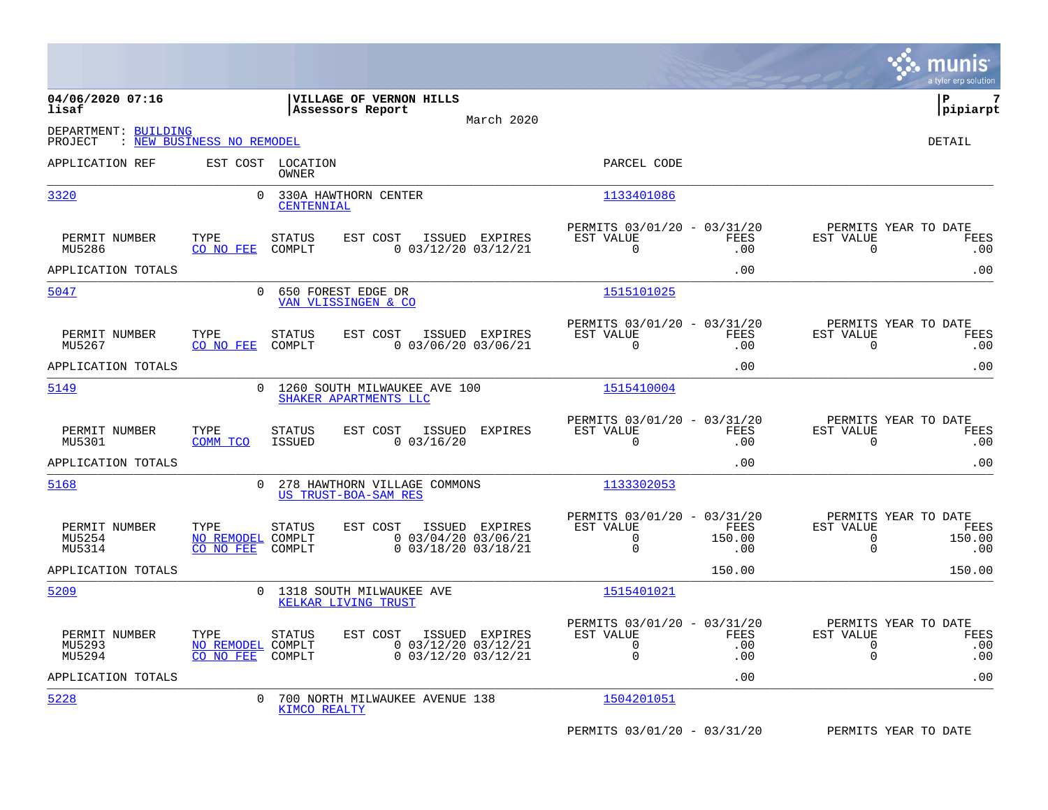**04/06/2020 07:16**
**lisaf**

**VILLAGE OF VERNON HILLS**
**Assessors Report**
March 2020

**P 7**
**pipiarpt**

DEPARTMENT: BUILDING
PROJECT : NEW BUSINESS NO REMODEL

DETAIL

| APPLICATION REF | EST COST | LOCATION / OWNER | PARCEL CODE |
|---|---|---|---|
| 3320 | 0 | 330A HAWTHORN CENTER / CENTENNIAL | 1133401086 |

| PERMIT NUMBER | TYPE | STATUS | EST COST | ISSUED | EXPIRES | PERMITS 03/01/20 - 03/31/20 EST VALUE | FEES | PERMITS YEAR TO DATE EST VALUE | FEES |
|---|---|---|---|---|---|---|---|---|---|
| MU5286 | CO NO FEE | COMPLT | 0 | 03/12/20 | 03/12/21 | 0 | .00 | 0 | .00 |
| APPLICATION TOTALS | | | | | | | .00 | | .00 |

| APPLICATION REF | EST COST | LOCATION / OWNER | PARCEL CODE |
|---|---|---|---|
| 5047 | 0 | 650 FOREST EDGE DR / VAN VLISSINGEN & CO | 1515101025 |

| PERMIT NUMBER | TYPE | STATUS | EST COST | ISSUED | EXPIRES | PERMITS 03/01/20 - 03/31/20 EST VALUE | FEES | PERMITS YEAR TO DATE EST VALUE | FEES |
|---|---|---|---|---|---|---|---|---|---|
| MU5267 | CO NO FEE | COMPLT | 0 | 03/06/20 | 03/06/21 | 0 | .00 | 0 | .00 |
| APPLICATION TOTALS | | | | | | | .00 | | .00 |

| APPLICATION REF | EST COST | LOCATION / OWNER | PARCEL CODE |
|---|---|---|---|
| 5149 | 0 | 1260 SOUTH MILWAUKEE AVE 100 / SHAKER APARTMENTS LLC | 1515410004 |

| PERMIT NUMBER | TYPE | STATUS | EST COST | ISSUED | EXPIRES | PERMITS 03/01/20 - 03/31/20 EST VALUE | FEES | PERMITS YEAR TO DATE EST VALUE | FEES |
|---|---|---|---|---|---|---|---|---|---|
| MU5301 | COMM TCO | ISSUED | 0 | 03/16/20 | | 0 | .00 | 0 | .00 |
| APPLICATION TOTALS | | | | | | | .00 | | .00 |

| APPLICATION REF | EST COST | LOCATION / OWNER | PARCEL CODE |
|---|---|---|---|
| 5168 | 0 | 278 HAWTHORN VILLAGE COMMONS / US TRUST-BOA-SAM RES | 1133302053 |

| PERMIT NUMBER | TYPE | STATUS | EST COST | ISSUED | EXPIRES | PERMITS 03/01/20 - 03/31/20 EST VALUE | FEES | PERMITS YEAR TO DATE EST VALUE | FEES |
|---|---|---|---|---|---|---|---|---|---|
| MU5254 | NO REMODEL | COMPLT | 0 | 03/04/20 | 03/06/21 | 0 | 150.00 | 0 | 150.00 |
| MU5314 | CO NO FEE | COMPLT | 0 | 03/18/20 | 03/18/21 | 0 | .00 | 0 | .00 |
| APPLICATION TOTALS | | | | | | | 150.00 | | 150.00 |

| APPLICATION REF | EST COST | LOCATION / OWNER | PARCEL CODE |
|---|---|---|---|
| 5209 | 0 | 1318 SOUTH MILWAUKEE AVE / KELKAR LIVING TRUST | 1515401021 |

| PERMIT NUMBER | TYPE | STATUS | EST COST | ISSUED | EXPIRES | PERMITS 03/01/20 - 03/31/20 EST VALUE | FEES | PERMITS YEAR TO DATE EST VALUE | FEES |
|---|---|---|---|---|---|---|---|---|---|
| MU5293 | NO REMODEL | COMPLT | 0 | 03/12/20 | 03/12/21 | 0 | .00 | 0 | .00 |
| MU5294 | CO NO FEE | COMPLT | 0 | 03/12/20 | 03/12/21 | 0 | .00 | 0 | .00 |
| APPLICATION TOTALS | | | | | | | .00 | | .00 |

| APPLICATION REF | EST COST | LOCATION / OWNER | PARCEL CODE |
|---|---|---|---|
| 5228 | 0 | 700 NORTH MILWAUKEE AVENUE 138 / KIMCO REALTY | 1504201051 |

PERMITS 03/01/20 - 03/31/20 PERMITS YEAR TO DATE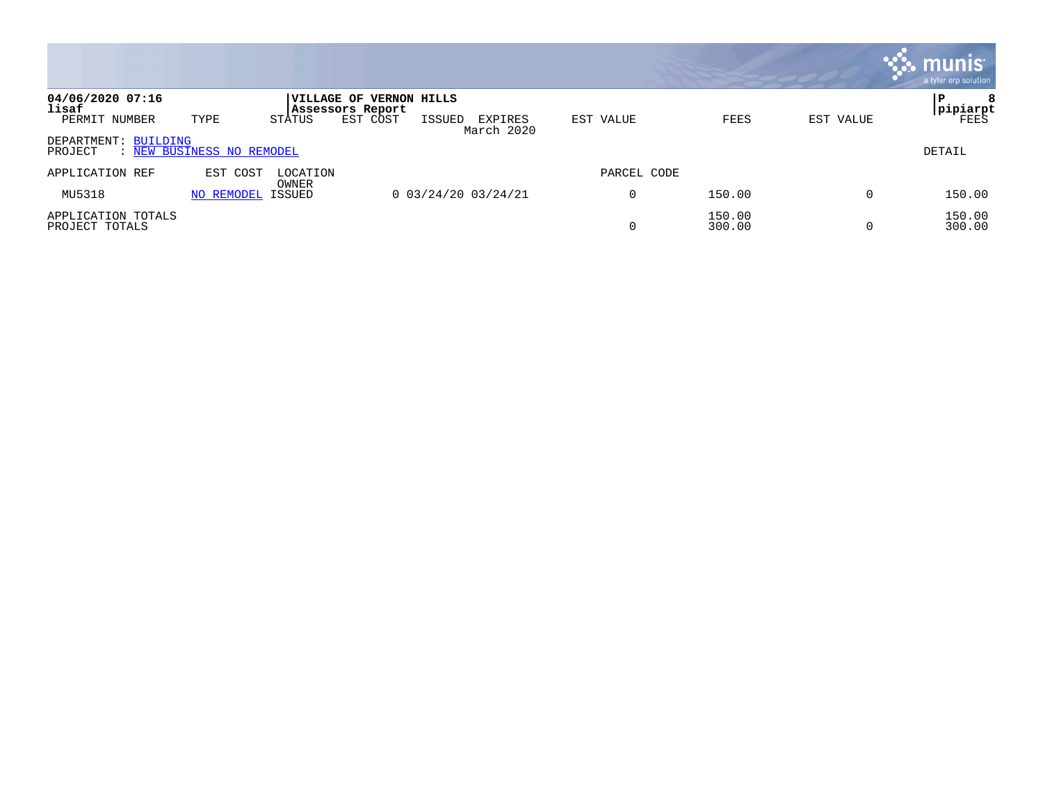04/06/2020 07:16
lisaf

**VILLAGE OF VERNON HILLS**
**Assessors Report**
March 2020

pipiarpt

DEPARTMENT: BUILDING
PROJECT : NEW BUSINESS NO REMODEL

DETAIL

| PERMIT NUMBER | TYPE | STATUS | EST COST | ISSUED | EXPIRES | EST VALUE | FEES | EST VALUE | FEES |
|---|---|---|---|---|---|---|---|---|---|
| APPLICATION REF | EST COST | LOCATION / OWNER | | | | PARCEL CODE | | | |
| MU5318 | NO REMODEL | ISSUED | 0 | 03/24/20 | 03/24/21 | 0 | 150.00 | 0 | 150.00 |
| APPLICATION TOTALS | | | | | | | 150.00 | | 150.00 |
| PROJECT TOTALS | | | | | | 0 | 300.00 | 0 | 300.00 |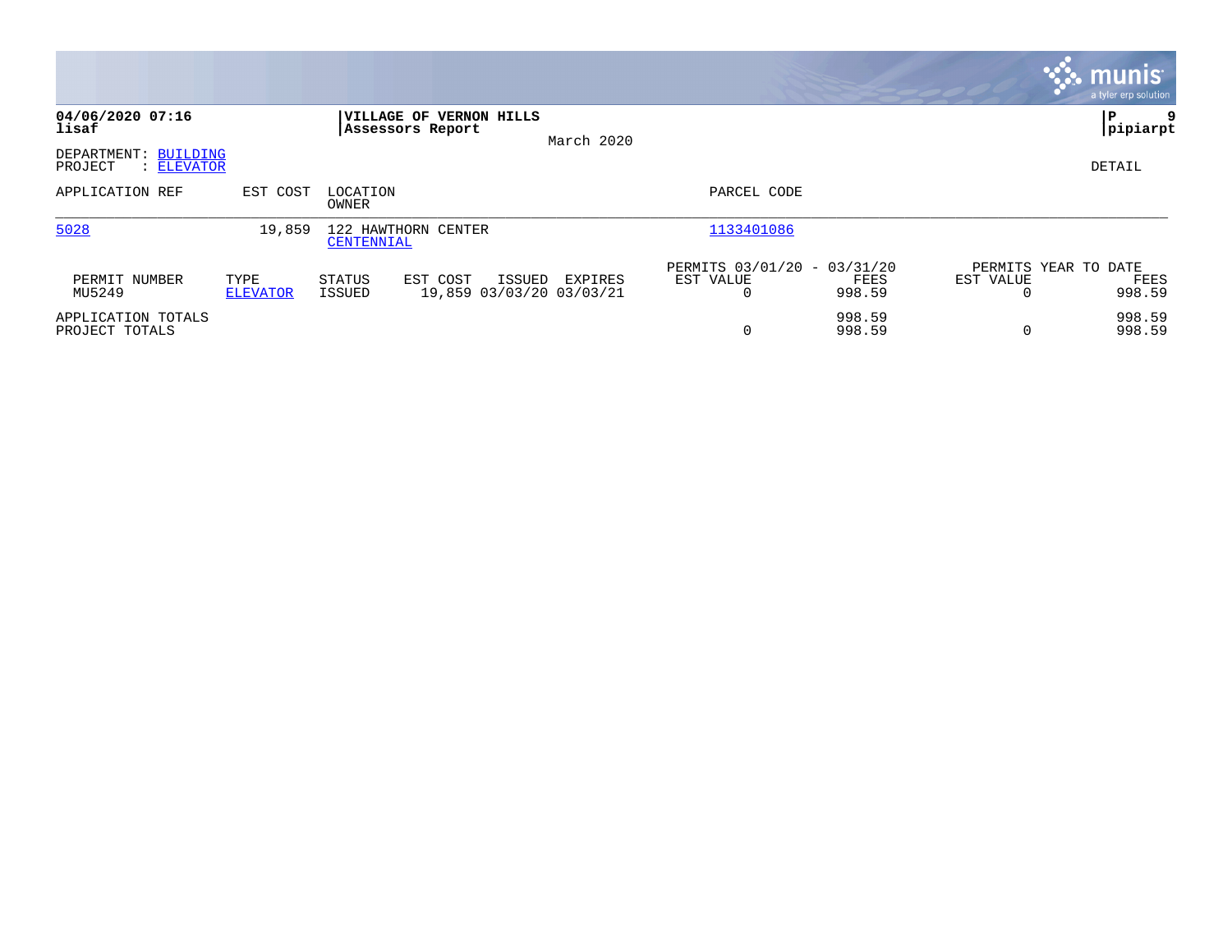**04/06/2020 07:16**
**lisaf**

**VILLAGE OF VERNON HILLS**
**Assessors Report**

March 2020

**pipiarpt**

DEPARTMENT: BUILDING
PROJECT : ELEVATOR

DETAIL

| APPLICATION REF | EST COST | LOCATION / OWNER | PARCEL CODE |
|---|---|---|---|
| 5028 | 19,859 | 122 HAWTHORN CENTER / CENTENNIAL | 1133401086 |

| PERMIT NUMBER | TYPE | STATUS | EST COST | ISSUED | EXPIRES | PERMITS 03/01/20 - 03/31/20 EST VALUE | PERMITS 03/01/20 - 03/31/20 FEES | PERMITS YEAR TO DATE EST VALUE | PERMITS YEAR TO DATE FEES |
|---|---|---|---|---|---|---|---|---|---|
| MU5249 | ELEVATOR | ISSUED | 19,859 | 03/03/20 | 03/03/21 | 0 | 998.59 | 0 | 998.59 |
| APPLICATION TOTALS | | | | | | | 998.59 | | 998.59 |
| PROJECT TOTALS | | | | | | 0 | 998.59 | 0 | 998.59 |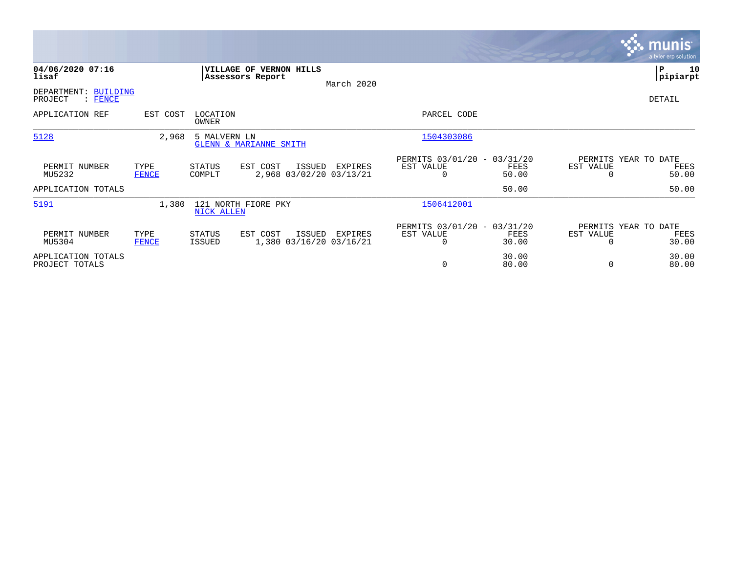**04/06/2020 07:16**
**lisaf**

**VILLAGE OF VERNON HILLS**
**Assessors Report**

March 2020

**P 10**
**pipiarpt**

DEPARTMENT: BUILDING
PROJECT : FENCE

DETAIL

| APPLICATION REF | EST COST | LOCATION / OWNER | PARCEL CODE |
|---|---|---|---|
| 5128 | 2,968 | 5 MALVERN LN / GLENN & MARIANNE SMITH | 1504303086 |

| PERMIT NUMBER | TYPE | STATUS | EST COST | ISSUED | EXPIRES | PERMITS 03/01/20 - 03/31/20 EST VALUE | FEES | PERMITS YEAR TO DATE EST VALUE | FEES |
|---|---|---|---|---|---|---|---|---|---|
| MU5232 | FENCE | COMPLT | 2,968 | 03/02/20 | 03/13/21 | 0 | 50.00 | 0 | 50.00 |
| APPLICATION TOTALS | | | | | | | 50.00 | | 50.00 |

| APPLICATION REF | EST COST | LOCATION / OWNER | PARCEL CODE |
|---|---|---|---|
| 5191 | 1,380 | 121 NORTH FIORE PKY / NICK ALLEN | 1506412001 |

| PERMIT NUMBER | TYPE | STATUS | EST COST | ISSUED | EXPIRES | PERMITS 03/01/20 - 03/31/20 EST VALUE | FEES | PERMITS YEAR TO DATE EST VALUE | FEES |
|---|---|---|---|---|---|---|---|---|---|
| MU5304 | FENCE | ISSUED | 1,380 | 03/16/20 | 03/16/21 | 0 | 30.00 | 0 | 30.00 |
| APPLICATION TOTALS | | | | | | | 30.00 | | 30.00 |
| PROJECT TOTALS | | | | | | 0 | 80.00 | 0 | 80.00 |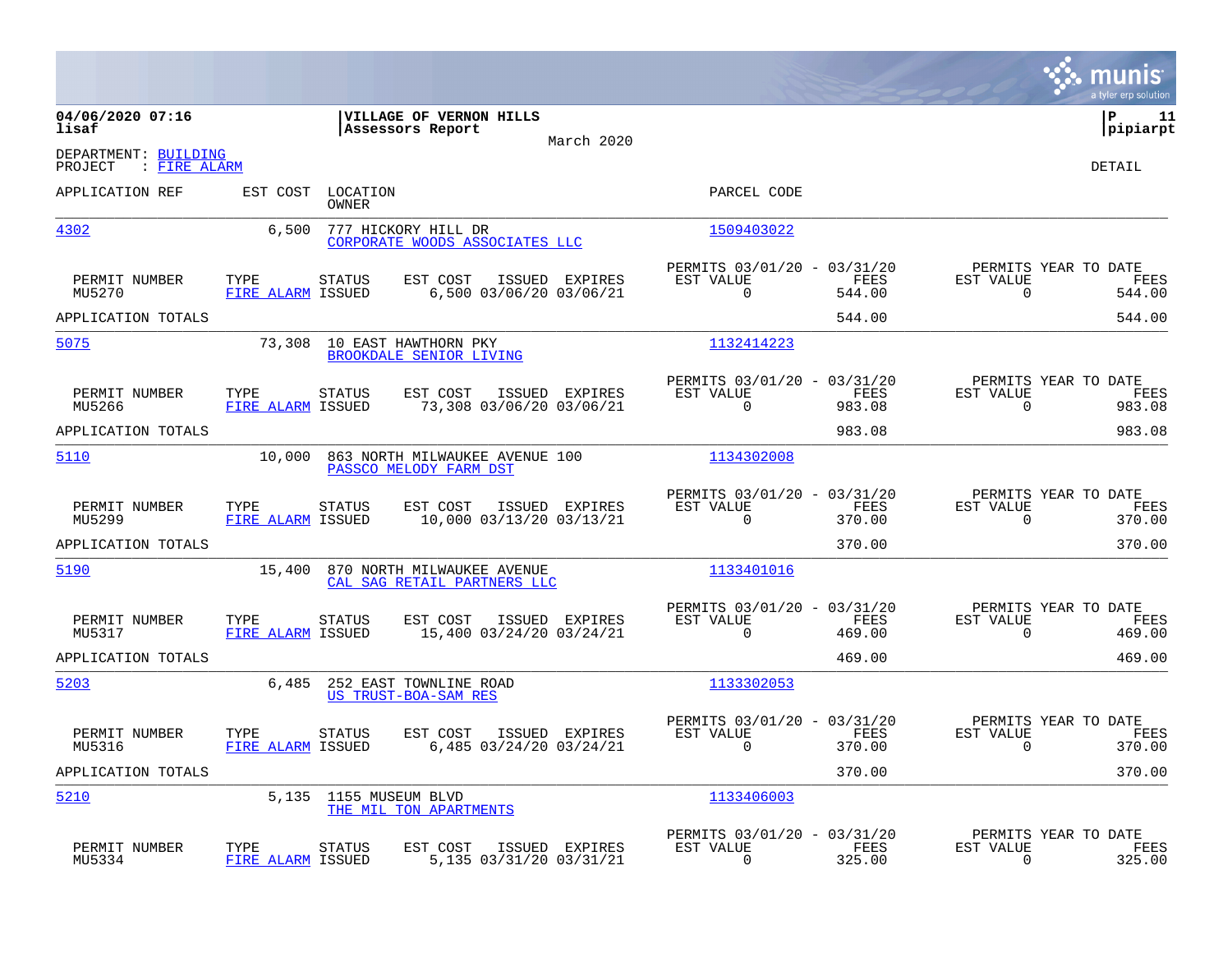**04/06/2020 07:16**
**lisaf**

**VILLAGE OF VERNON HILLS**
**Assessors Report**

March 2020

**P 11**
**pipiarpt**

DEPARTMENT: BUILDING
PROJECT : FIRE ALARM

DETAIL

| APPLICATION REF | EST COST | LOCATION / OWNER | PARCEL CODE |
|---|---|---|---|
| 4302 | 6,500 | 777 HICKORY HILL DR / CORPORATE WOODS ASSOCIATES LLC | 1509403022 |

| PERMIT NUMBER | TYPE | STATUS | EST COST | ISSUED | EXPIRES | PERMITS 03/01/20 - 03/31/20 EST VALUE | FEES | PERMITS YEAR TO DATE EST VALUE | FEES |
|---|---|---|---|---|---|---|---|---|---|
| MU5270 | FIRE ALARM | ISSUED | 6,500 | 03/06/20 | 03/06/21 | 0 | 544.00 | 0 | 544.00 |
| APPLICATION TOTALS | | | | | | | 544.00 | | 544.00 |

| APPLICATION REF | EST COST | LOCATION / OWNER | PARCEL CODE |
|---|---|---|---|
| 5075 | 73,308 | 10 EAST HAWTHORN PKY / BROOKDALE SENIOR LIVING | 1132414223 |

| PERMIT NUMBER | TYPE | STATUS | EST COST | ISSUED | EXPIRES | PERMITS 03/01/20 - 03/31/20 EST VALUE | FEES | PERMITS YEAR TO DATE EST VALUE | FEES |
|---|---|---|---|---|---|---|---|---|---|
| MU5266 | FIRE ALARM | ISSUED | 73,308 | 03/06/20 | 03/06/21 | 0 | 983.08 | 0 | 983.08 |
| APPLICATION TOTALS | | | | | | | 983.08 | | 983.08 |

| APPLICATION REF | EST COST | LOCATION / OWNER | PARCEL CODE |
|---|---|---|---|
| 5110 | 10,000 | 863 NORTH MILWAUKEE AVENUE 100 / PASSCO MELODY FARM DST | 1134302008 |

| PERMIT NUMBER | TYPE | STATUS | EST COST | ISSUED | EXPIRES | PERMITS 03/01/20 - 03/31/20 EST VALUE | FEES | PERMITS YEAR TO DATE EST VALUE | FEES |
|---|---|---|---|---|---|---|---|---|---|
| MU5299 | FIRE ALARM | ISSUED | 10,000 | 03/13/20 | 03/13/21 | 0 | 370.00 | 0 | 370.00 |
| APPLICATION TOTALS | | | | | | | 370.00 | | 370.00 |

| APPLICATION REF | EST COST | LOCATION / OWNER | PARCEL CODE |
|---|---|---|---|
| 5190 | 15,400 | 870 NORTH MILWAUKEE AVENUE / CAL SAG RETAIL PARTNERS LLC | 1133401016 |

| PERMIT NUMBER | TYPE | STATUS | EST COST | ISSUED | EXPIRES | PERMITS 03/01/20 - 03/31/20 EST VALUE | FEES | PERMITS YEAR TO DATE EST VALUE | FEES |
|---|---|---|---|---|---|---|---|---|---|
| MU5317 | FIRE ALARM | ISSUED | 15,400 | 03/24/20 | 03/24/21 | 0 | 469.00 | 0 | 469.00 |
| APPLICATION TOTALS | | | | | | | 469.00 | | 469.00 |

| APPLICATION REF | EST COST | LOCATION / OWNER | PARCEL CODE |
|---|---|---|---|
| 5203 | 6,485 | 252 EAST TOWNLINE ROAD / US TRUST-BOA-SAM RES | 1133302053 |

| PERMIT NUMBER | TYPE | STATUS | EST COST | ISSUED | EXPIRES | PERMITS 03/01/20 - 03/31/20 EST VALUE | FEES | PERMITS YEAR TO DATE EST VALUE | FEES |
|---|---|---|---|---|---|---|---|---|---|
| MU5316 | FIRE ALARM | ISSUED | 6,485 | 03/24/20 | 03/24/21 | 0 | 370.00 | 0 | 370.00 |
| APPLICATION TOTALS | | | | | | | 370.00 | | 370.00 |

| APPLICATION REF | EST COST | LOCATION / OWNER | PARCEL CODE |
|---|---|---|---|
| 5210 | 5,135 | 1155 MUSEUM BLVD / THE MIL TON APARTMENTS | 1133406003 |

| PERMIT NUMBER | TYPE | STATUS | EST COST | ISSUED | EXPIRES | PERMITS 03/01/20 - 03/31/20 EST VALUE | FEES | PERMITS YEAR TO DATE EST VALUE | FEES |
|---|---|---|---|---|---|---|---|---|---|
| MU5334 | FIRE ALARM | ISSUED | 5,135 | 03/31/20 | 03/31/21 | 0 | 325.00 | 0 | 325.00 |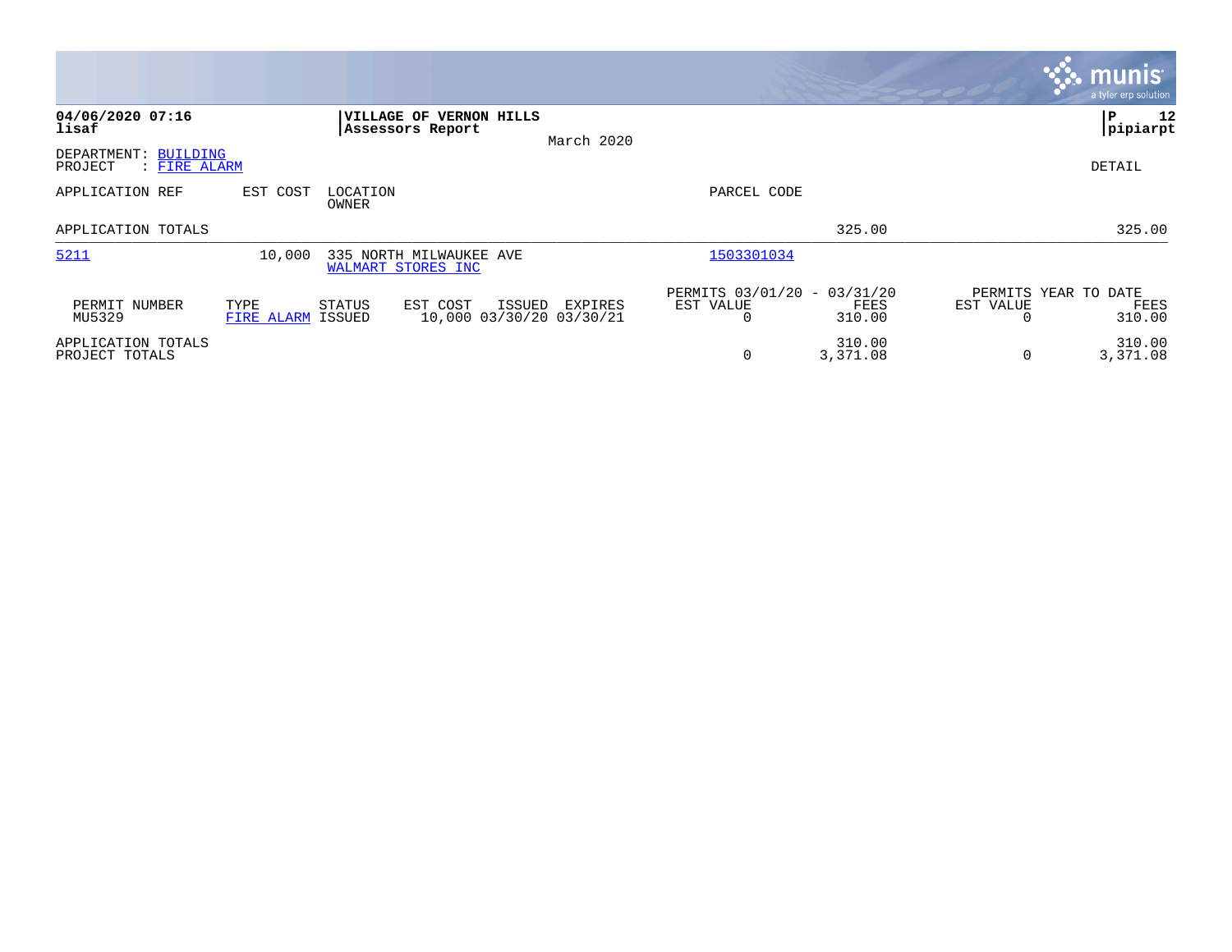**04/06/2020 07:16**
**lisaf**

**VILLAGE OF VERNON HILLS**
**Assessors Report**

March 2020

**P 12**
**pipiarpt**

DEPARTMENT: BUILDING
PROJECT : FIRE ALARM

DETAIL

| APPLICATION REF | EST COST | LOCATION / OWNER | | | | PARCEL CODE | | | |
|---|---|---|---|---|---|---|---|---|---|
| APPLICATION TOTALS | | | | | | | 325.00 | | 325.00 |
| 5211 | 10,000 | 335 NORTH MILWAUKEE AVE / WALMART STORES INC | | | | 1503301034 | | | |

| PERMIT NUMBER | TYPE | STATUS | EST COST | ISSUED | EXPIRES | PERMITS 03/01/20 - 03/31/20 EST VALUE | FEES | PERMITS YEAR TO DATE EST VALUE | FEES |
|---|---|---|---|---|---|---|---|---|---|
| MU5329 | FIRE ALARM | ISSUED | 10,000 | 03/30/20 | 03/30/21 | 0 | 310.00 | 0 | 310.00 |
| APPLICATION TOTALS | | | | | | | 310.00 | | 310.00 |
| PROJECT TOTALS | | | | | | 0 | 3,371.08 | 0 | 3,371.08 |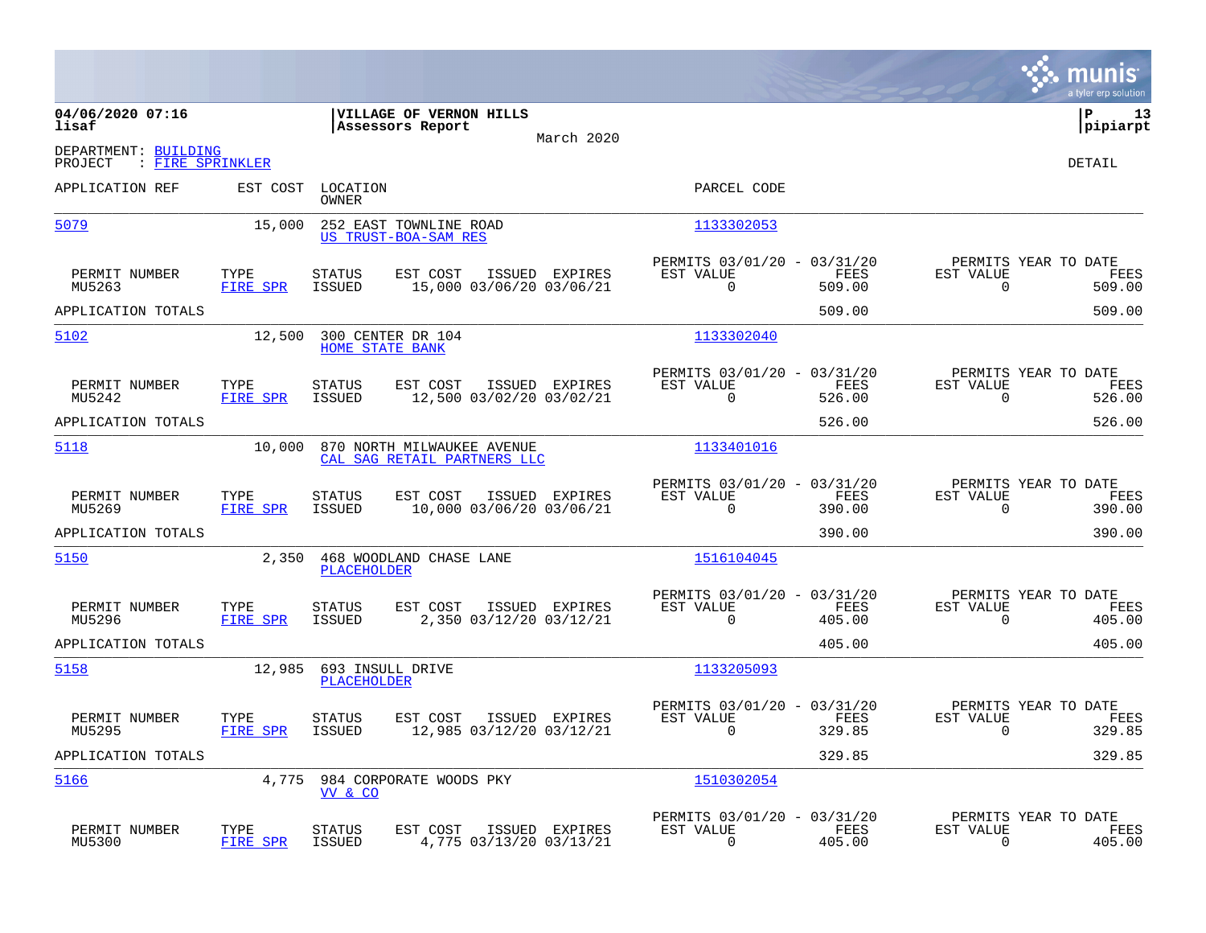**04/06/2020 07:16**
**lisaf**

**VILLAGE OF VERNON HILLS**
**Assessors Report**

March 2020

**P 13**
**pipiarpt**

DEPARTMENT: BUILDING
PROJECT : FIRE SPRINKLER

DETAIL

| APPLICATION REF | EST COST | LOCATION / OWNER | PARCEL CODE |
|---|---|---|---|
| 5079 | 15,000 | 252 EAST TOWNLINE ROAD / US TRUST-BOA-SAM RES | 1133302053 |

| PERMIT NUMBER | TYPE | STATUS | EST COST | ISSUED | EXPIRES | PERMITS 03/01/20 - 03/31/20 EST VALUE | FEES | PERMITS YEAR TO DATE EST VALUE | FEES |
|---|---|---|---|---|---|---|---|---|---|
| MU5263 | FIRE SPR | ISSUED | 15,000 | 03/06/20 | 03/06/21 | 0 | 509.00 | 0 | 509.00 |
| APPLICATION TOTALS | | | | | | | 509.00 | | 509.00 |

| APPLICATION REF | EST COST | LOCATION / OWNER | PARCEL CODE |
|---|---|---|---|
| 5102 | 12,500 | 300 CENTER DR 104 / HOME STATE BANK | 1133302040 |

| PERMIT NUMBER | TYPE | STATUS | EST COST | ISSUED | EXPIRES | PERMITS 03/01/20 - 03/31/20 EST VALUE | FEES | PERMITS YEAR TO DATE EST VALUE | FEES |
|---|---|---|---|---|---|---|---|---|---|
| MU5242 | FIRE SPR | ISSUED | 12,500 | 03/02/20 | 03/02/21 | 0 | 526.00 | 0 | 526.00 |
| APPLICATION TOTALS | | | | | | | 526.00 | | 526.00 |

| APPLICATION REF | EST COST | LOCATION / OWNER | PARCEL CODE |
|---|---|---|---|
| 5118 | 10,000 | 870 NORTH MILWAUKEE AVENUE / CAL SAG RETAIL PARTNERS LLC | 1133401016 |

| PERMIT NUMBER | TYPE | STATUS | EST COST | ISSUED | EXPIRES | PERMITS 03/01/20 - 03/31/20 EST VALUE | FEES | PERMITS YEAR TO DATE EST VALUE | FEES |
|---|---|---|---|---|---|---|---|---|---|
| MU5269 | FIRE SPR | ISSUED | 10,000 | 03/06/20 | 03/06/21 | 0 | 390.00 | 0 | 390.00 |
| APPLICATION TOTALS | | | | | | | 390.00 | | 390.00 |

| APPLICATION REF | EST COST | LOCATION / OWNER | PARCEL CODE |
|---|---|---|---|
| 5150 | 2,350 | 468 WOODLAND CHASE LANE / PLACEHOLDER | 1516104045 |

| PERMIT NUMBER | TYPE | STATUS | EST COST | ISSUED | EXPIRES | PERMITS 03/01/20 - 03/31/20 EST VALUE | FEES | PERMITS YEAR TO DATE EST VALUE | FEES |
|---|---|---|---|---|---|---|---|---|---|
| MU5296 | FIRE SPR | ISSUED | 2,350 | 03/12/20 | 03/12/21 | 0 | 405.00 | 0 | 405.00 |
| APPLICATION TOTALS | | | | | | | 405.00 | | 405.00 |

| APPLICATION REF | EST COST | LOCATION / OWNER | PARCEL CODE |
|---|---|---|---|
| 5158 | 12,985 | 693 INSULL DRIVE / PLACEHOLDER | 1133205093 |

| PERMIT NUMBER | TYPE | STATUS | EST COST | ISSUED | EXPIRES | PERMITS 03/01/20 - 03/31/20 EST VALUE | FEES | PERMITS YEAR TO DATE EST VALUE | FEES |
|---|---|---|---|---|---|---|---|---|---|
| MU5295 | FIRE SPR | ISSUED | 12,985 | 03/12/20 | 03/12/21 | 0 | 329.85 | 0 | 329.85 |
| APPLICATION TOTALS | | | | | | | 329.85 | | 329.85 |

| APPLICATION REF | EST COST | LOCATION / OWNER | PARCEL CODE |
|---|---|---|---|
| 5166 | 4,775 | 984 CORPORATE WOODS PKY / VV & CO | 1510302054 |

| PERMIT NUMBER | TYPE | STATUS | EST COST | ISSUED | EXPIRES | PERMITS 03/01/20 - 03/31/20 EST VALUE | FEES | PERMITS YEAR TO DATE EST VALUE | FEES |
|---|---|---|---|---|---|---|---|---|---|
| MU5300 | FIRE SPR | ISSUED | 4,775 | 03/13/20 | 03/13/21 | 0 | 405.00 | 0 | 405.00 |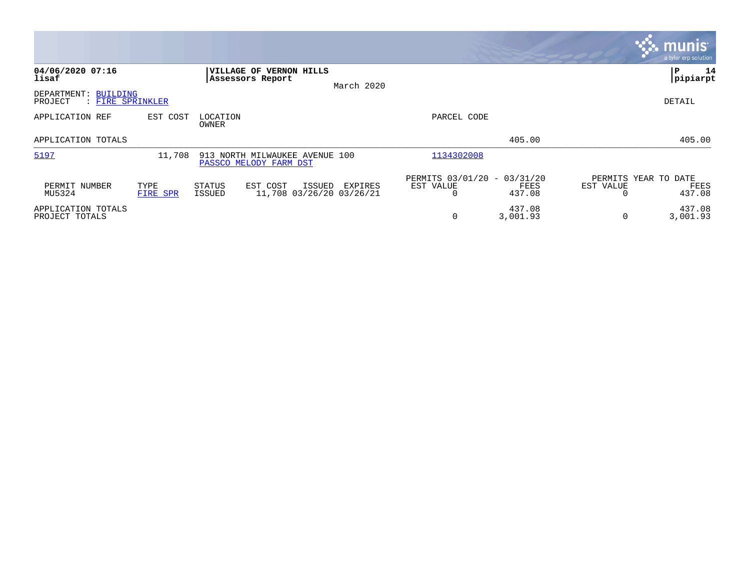**04/06/2020 07:16**
**lisaf**

**VILLAGE OF VERNON HILLS**
**Assessors Report**

March 2020

**P 14**
**pipiarpt**

DEPARTMENT: BUILDING
PROJECT : FIRE SPRINKLER

DETAIL

| APPLICATION REF | EST COST | LOCATION / OWNER | | | | PARCEL CODE | | | |
|---|---|---|---|---|---|---|---|---|---|
| APPLICATION TOTALS | | | | | | | 405.00 | | 405.00 |
| 5197 | 11,708 | 913 NORTH MILWAUKEE AVENUE 100 / PASSCO MELODY FARM DST | | | | 1134302008 | | | |

| PERMIT NUMBER | TYPE | STATUS | EST COST | ISSUED | EXPIRES | PERMITS 03/01/20 - 03/31/20 EST VALUE | FEES | PERMITS YEAR TO DATE EST VALUE | FEES |
|---|---|---|---|---|---|---|---|---|---|
| MU5324 | FIRE SPR | ISSUED | 11,708 | 03/26/20 | 03/26/21 | 0 | 437.08 | 0 | 437.08 |
| APPLICATION TOTALS | | | | | | | 437.08 | | 437.08 |
| PROJECT TOTALS | | | | | | 0 | 3,001.93 | 0 | 3,001.93 |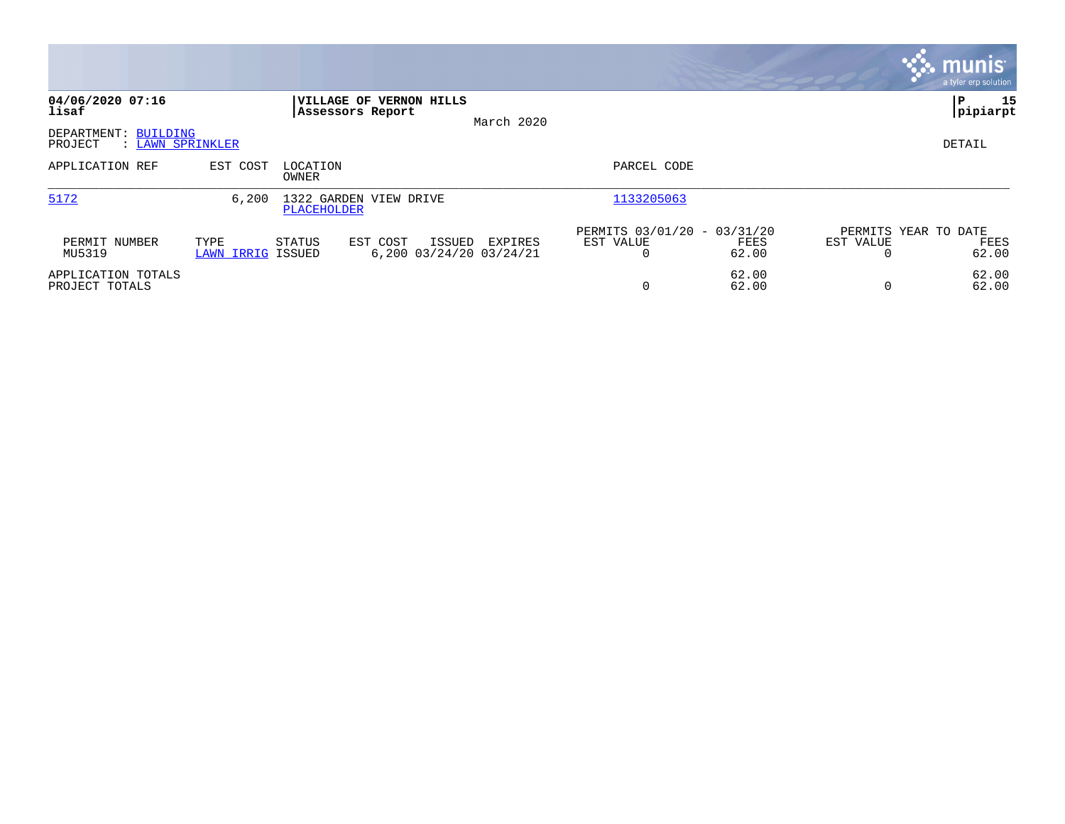**04/06/2020 07:16**
**lisaf**

**VILLAGE OF VERNON HILLS**
**Assessors Report**

March 2020

**P 15**
**pipiarpt**

DEPARTMENT: BUILDING
PROJECT : LAWN SPRINKLER

DETAIL

| APPLICATION REF | EST COST | LOCATION / OWNER | PARCEL CODE |
|---|---|---|---|
| 5172 | 6,200 | 1322 GARDEN VIEW DRIVE / PLACEHOLDER | 1133205063 |

| PERMIT NUMBER | TYPE | STATUS | EST COST | ISSUED | EXPIRES | PERMITS 03/01/20 - 03/31/20 EST VALUE | FEES | PERMITS YEAR TO DATE EST VALUE | FEES |
|---|---|---|---|---|---|---|---|---|---|
| MU5319 | LAWN IRRIG | ISSUED | 6,200 | 03/24/20 | 03/24/21 | 0 | 62.00 | 0 | 62.00 |
| APPLICATION TOTALS | | | | | | | 62.00 | | 62.00 |
| PROJECT TOTALS | | | | | | 0 | 62.00 | 0 | 62.00 |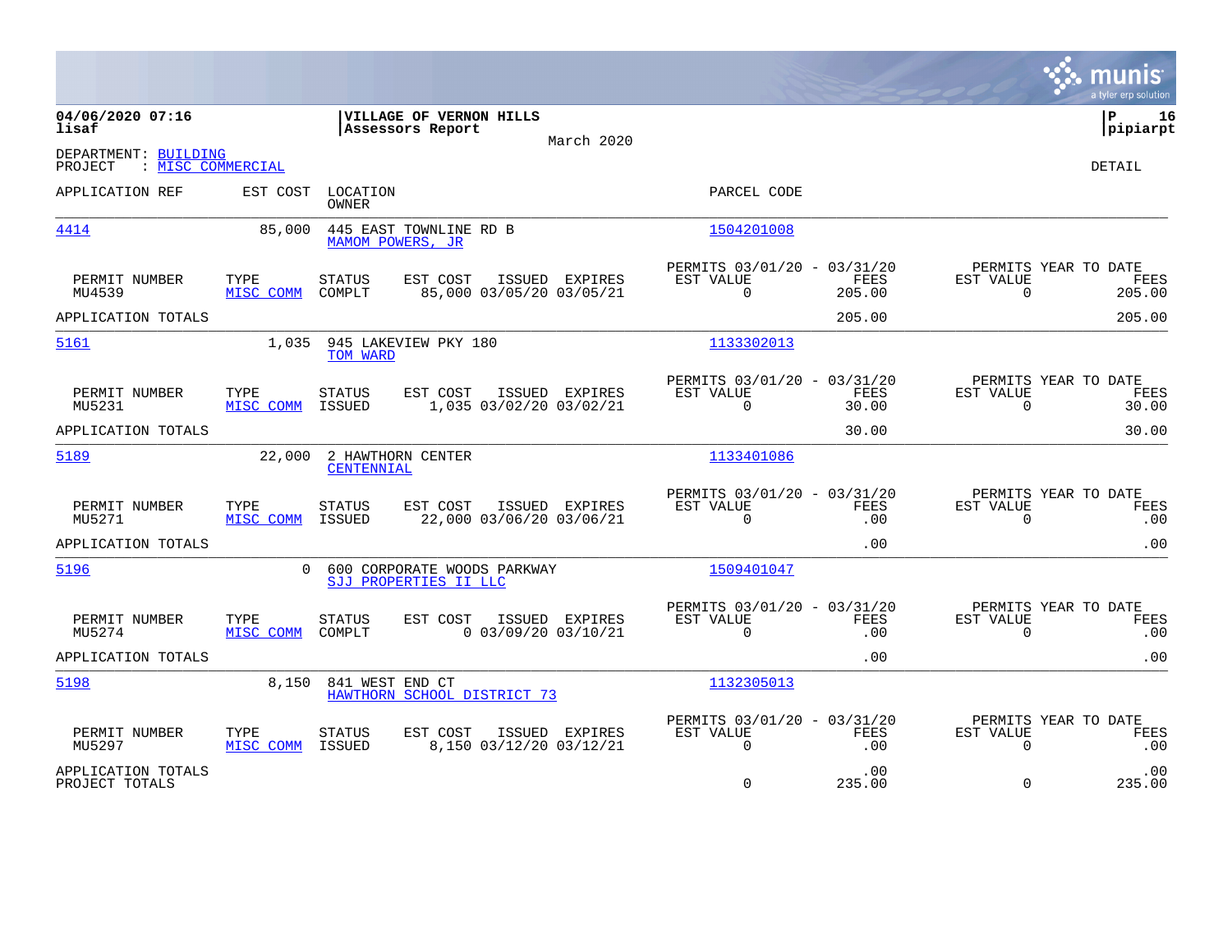**04/06/2020 07:16**
**lisaf**

**VILLAGE OF VERNON HILLS**
**Assessors Report**

March 2020

**P 16**
**pipiarpt**

DEPARTMENT: BUILDING
PROJECT : MISC COMMERCIAL

DETAIL

| APPLICATION REF | EST COST | LOCATION / OWNER | PARCEL CODE |
|---|---|---|---|
| 4414 | 85,000 | 445 EAST TOWNLINE RD B / MAMOM POWERS, JR | 1504201008 |

| PERMIT NUMBER | TYPE | STATUS | EST COST | ISSUED | EXPIRES | PERMITS 03/01/20 - 03/31/20 EST VALUE | FEES | PERMITS YEAR TO DATE EST VALUE | FEES |
|---|---|---|---|---|---|---|---|---|---|
| MU4539 | MISC COMM | COMPLT | 85,000 | 03/05/20 | 03/05/21 | 0 | 205.00 | 0 | 205.00 |
| APPLICATION TOTALS | | | | | | | 205.00 | | 205.00 |

| APPLICATION REF | EST COST | LOCATION / OWNER | PARCEL CODE |
|---|---|---|---|
| 5161 | 1,035 | 945 LAKEVIEW PKY 180 / TOM WARD | 1133302013 |

| PERMIT NUMBER | TYPE | STATUS | EST COST | ISSUED | EXPIRES | PERMITS 03/01/20 - 03/31/20 EST VALUE | FEES | PERMITS YEAR TO DATE EST VALUE | FEES |
|---|---|---|---|---|---|---|---|---|---|
| MU5231 | MISC COMM | ISSUED | 1,035 | 03/02/20 | 03/02/21 | 0 | 30.00 | 0 | 30.00 |
| APPLICATION TOTALS | | | | | | | 30.00 | | 30.00 |

| APPLICATION REF | EST COST | LOCATION / OWNER | PARCEL CODE |
|---|---|---|---|
| 5189 | 22,000 | 2 HAWTHORN CENTER / CENTENNIAL | 1133401086 |

| PERMIT NUMBER | TYPE | STATUS | EST COST | ISSUED | EXPIRES | PERMITS 03/01/20 - 03/31/20 EST VALUE | FEES | PERMITS YEAR TO DATE EST VALUE | FEES |
|---|---|---|---|---|---|---|---|---|---|
| MU5271 | MISC COMM | ISSUED | 22,000 | 03/06/20 | 03/06/21 | 0 | .00 | 0 | .00 |
| APPLICATION TOTALS | | | | | | | .00 | | .00 |

| APPLICATION REF | EST COST | LOCATION / OWNER | PARCEL CODE |
|---|---|---|---|
| 5196 | 0 | 600 CORPORATE WOODS PARKWAY / SJJ PROPERTIES II LLC | 1509401047 |

| PERMIT NUMBER | TYPE | STATUS | EST COST | ISSUED | EXPIRES | PERMITS 03/01/20 - 03/31/20 EST VALUE | FEES | PERMITS YEAR TO DATE EST VALUE | FEES |
|---|---|---|---|---|---|---|---|---|---|
| MU5274 | MISC COMM | COMPLT | 0 | 03/09/20 | 03/10/21 | 0 | .00 | 0 | .00 |
| APPLICATION TOTALS | | | | | | | .00 | | .00 |

| APPLICATION REF | EST COST | LOCATION / OWNER | PARCEL CODE |
|---|---|---|---|
| 5198 | 8,150 | 841 WEST END CT / HAWTHORN SCHOOL DISTRICT 73 | 1132305013 |

| PERMIT NUMBER | TYPE | STATUS | EST COST | ISSUED | EXPIRES | PERMITS 03/01/20 - 03/31/20 EST VALUE | FEES | PERMITS YEAR TO DATE EST VALUE | FEES |
|---|---|---|---|---|---|---|---|---|---|
| MU5297 | MISC COMM | ISSUED | 8,150 | 03/12/20 | 03/12/21 | 0 | .00 | 0 | .00 |
| APPLICATION TOTALS | | | | | | | .00 | | .00 |
| PROJECT TOTALS | | | | | | 0 | 235.00 | 0 | 235.00 |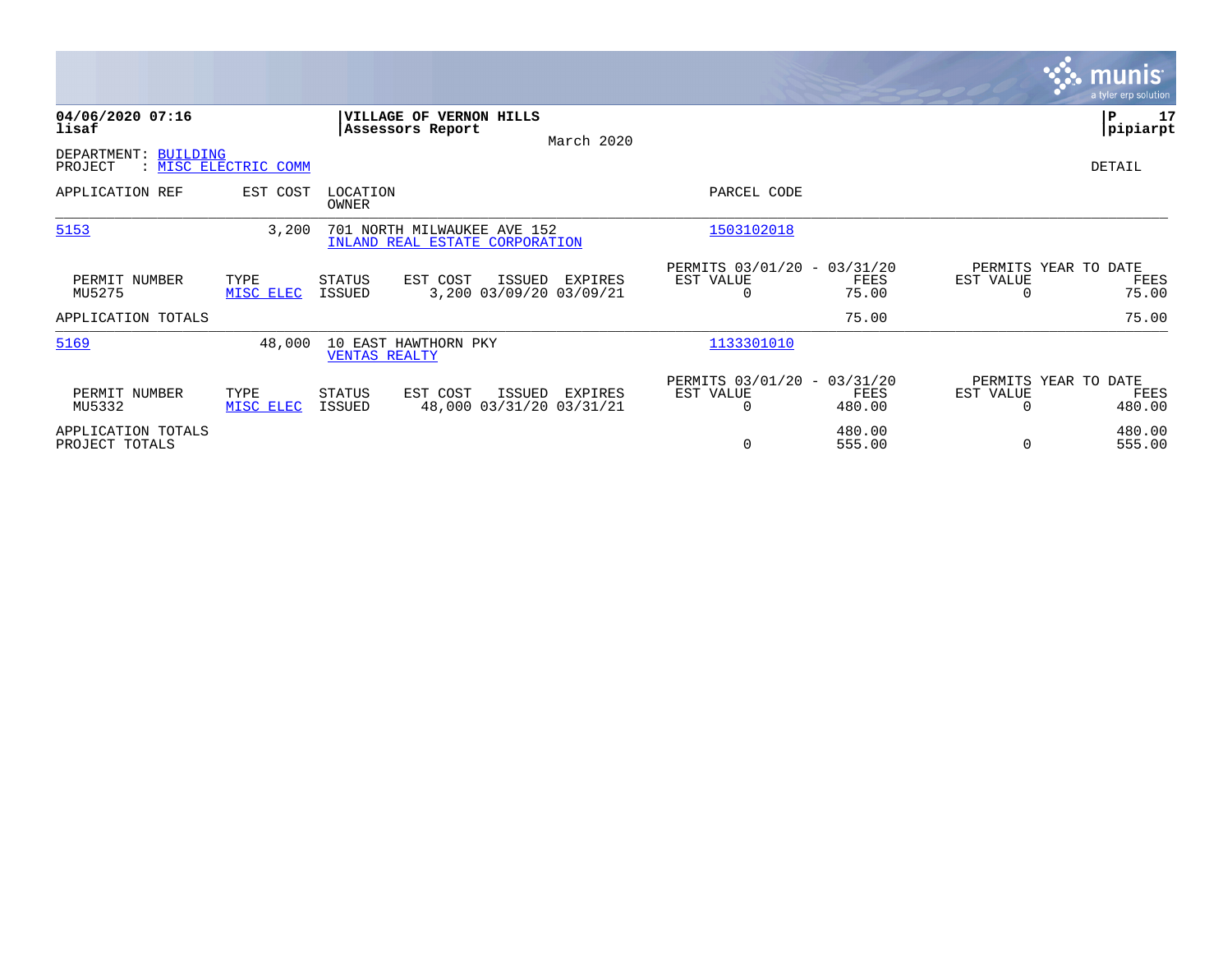**04/06/2020 07:16**
**lisaf**

**VILLAGE OF VERNON HILLS**
**Assessors Report**
March 2020

**P 17**
**pipiarpt**

DEPARTMENT: BUILDING
PROJECT : MISC ELECTRIC COMM

DETAIL

| APPLICATION REF | EST COST | LOCATION / OWNER | PARCEL CODE |
|---|---|---|---|
| 5153 | 3,200 | 701 NORTH MILWAUKEE AVE 152 / INLAND REAL ESTATE CORPORATION | 1503102018 |

| PERMIT NUMBER | TYPE | STATUS | EST COST | ISSUED | EXPIRES | PERMITS 03/01/20 - 03/31/20 EST VALUE | FEES | PERMITS YEAR TO DATE EST VALUE | FEES |
|---|---|---|---|---|---|---|---|---|---|
| MU5275 | MISC ELEC | ISSUED | 3,200 | 03/09/20 | 03/09/21 | 0 | 75.00 | 0 | 75.00 |
| APPLICATION TOTALS | | | | | | | 75.00 | | 75.00 |

| APPLICATION REF | EST COST | LOCATION / OWNER | PARCEL CODE |
|---|---|---|---|
| 5169 | 48,000 | 10 EAST HAWTHORN PKY / VENTAS REALTY | 1133301010 |

| PERMIT NUMBER | TYPE | STATUS | EST COST | ISSUED | EXPIRES | PERMITS 03/01/20 - 03/31/20 EST VALUE | FEES | PERMITS YEAR TO DATE EST VALUE | FEES |
|---|---|---|---|---|---|---|---|---|---|
| MU5332 | MISC ELEC | ISSUED | 48,000 | 03/31/20 | 03/31/21 | 0 | 480.00 | 0 | 480.00 |
| APPLICATION TOTALS | | | | | | | 480.00 | | 480.00 |
| PROJECT TOTALS | | | | | | 0 | 555.00 | 0 | 555.00 |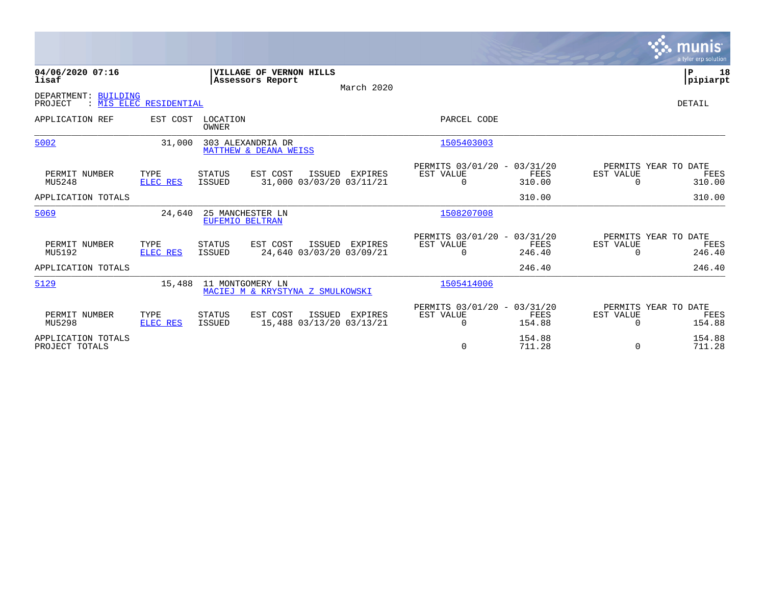**04/06/2020 07:16**
**lisaf**

**VILLAGE OF VERNON HILLS**
**Assessors Report**
March 2020

**P 18**
**pipiarpt**

DEPARTMENT: BUILDING
PROJECT : MIS ELEC RESIDENTIAL

DETAIL

| APPLICATION REF | EST COST | LOCATION / OWNER | | | | PARCEL CODE | | | |
|---|---|---|---|---|---|---|---|---|---|
| 5002 | 31,000 | 303 ALEXANDRIA DR / MATTHEW & DEANA WEISS | | | | 1505403003 | | | |
| PERMIT NUMBER | TYPE | STATUS | EST COST | ISSUED | EXPIRES | PERMITS 03/01/20 - 03/31/20 EST VALUE | FEES | PERMITS YEAR TO DATE EST VALUE | FEES |
| MU5248 | ELEC RES | ISSUED | 31,000 | 03/03/20 | 03/11/21 | 0 | 310.00 | 0 | 310.00 |
| APPLICATION TOTALS | | | | | | | 310.00 | | 310.00 |
| 5069 | 24,640 | 25 MANCHESTER LN / EUFEMIO BELTRAN | | | | 1508207008 | | | |
| PERMIT NUMBER | TYPE | STATUS | EST COST | ISSUED | EXPIRES | PERMITS 03/01/20 - 03/31/20 EST VALUE | FEES | PERMITS YEAR TO DATE EST VALUE | FEES |
| MU5192 | ELEC RES | ISSUED | 24,640 | 03/03/20 | 03/09/21 | 0 | 246.40 | 0 | 246.40 |
| APPLICATION TOTALS | | | | | | | 246.40 | | 246.40 |
| 5129 | 15,488 | 11 MONTGOMERY LN / MACIEJ M & KRYSTYNA Z SMULKOWSKI | | | | 1505414006 | | | |
| PERMIT NUMBER | TYPE | STATUS | EST COST | ISSUED | EXPIRES | PERMITS 03/01/20 - 03/31/20 EST VALUE | FEES | PERMITS YEAR TO DATE EST VALUE | FEES |
| MU5298 | ELEC RES | ISSUED | 15,488 | 03/13/20 | 03/13/21 | 0 | 154.88 | 0 | 154.88 |
| APPLICATION TOTALS | | | | | | | 154.88 | | 154.88 |
| PROJECT TOTALS | | | | | | 0 | 711.28 | 0 | 711.28 |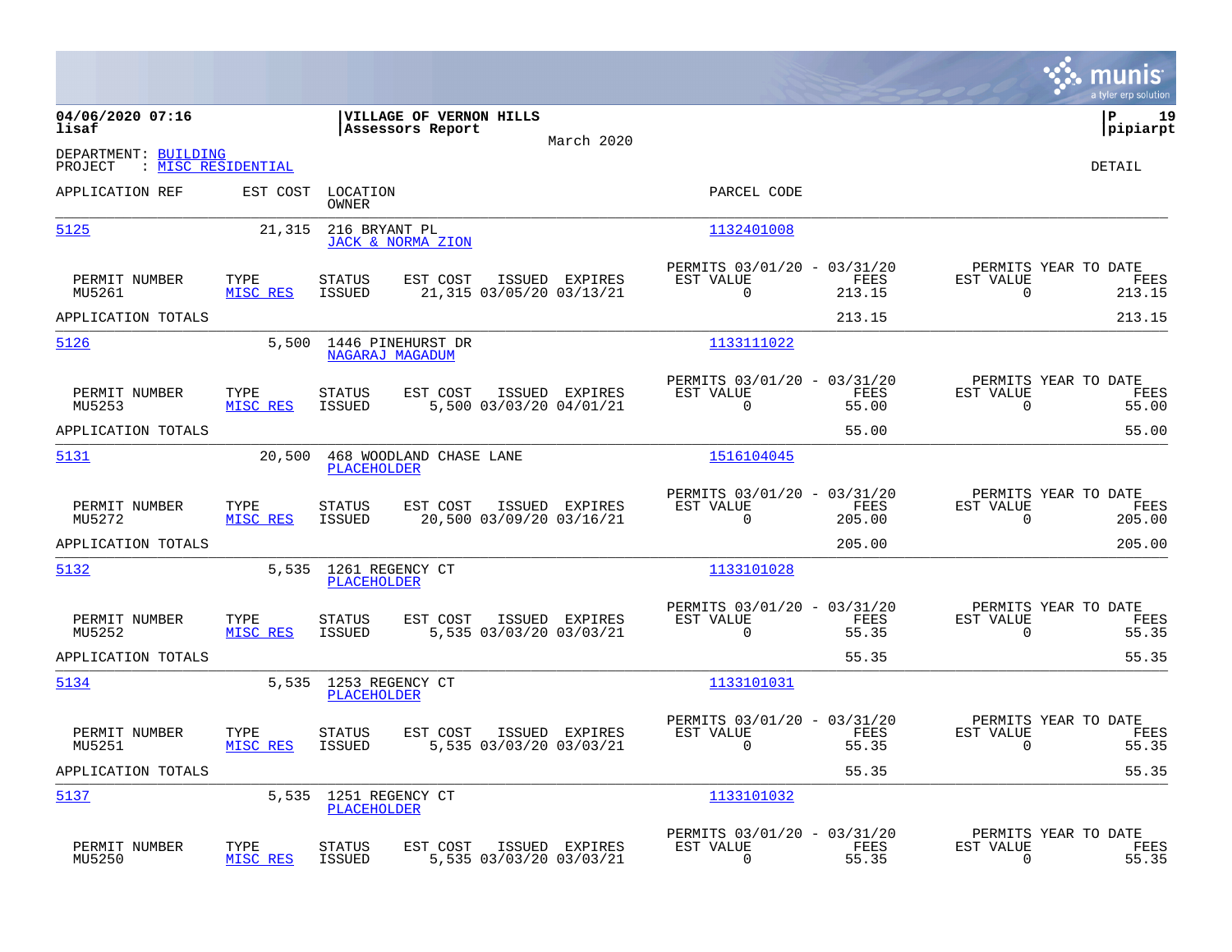04/06/2020 07:16 **VILLAGE OF VERNON HILLS**
lisaf **Assessors Report**

March 2020

pipiarpt

DEPARTMENT: BUILDING
PROJECT : MISC RESIDENTIAL

DETAIL

| APPLICATION REF | EST COST | LOCATION / OWNER | PARCEL CODE |
|---|---|---|---|
| 5125 | 21,315 | 216 BRYANT PL / JACK & NORMA ZION | 1132401008 |

| PERMIT NUMBER | TYPE | STATUS | EST COST | ISSUED | EXPIRES | PERMITS 03/01/20 - 03/31/20 EST VALUE | FEES | PERMITS YEAR TO DATE EST VALUE | FEES |
|---|---|---|---|---|---|---|---|---|---|
| MU5261 | MISC RES | ISSUED | 21,315 | 03/05/20 | 03/13/21 | 0 | 213.15 | 0 | 213.15 |
| APPLICATION TOTALS | | | | | | | 213.15 | | 213.15 |

| APPLICATION REF | EST COST | LOCATION / OWNER | PARCEL CODE |
|---|---|---|---|
| 5126 | 5,500 | 1446 PINEHURST DR / NAGARAJ MAGADUM | 1133111022 |

| PERMIT NUMBER | TYPE | STATUS | EST COST | ISSUED | EXPIRES | PERMITS 03/01/20 - 03/31/20 EST VALUE | FEES | PERMITS YEAR TO DATE EST VALUE | FEES |
|---|---|---|---|---|---|---|---|---|---|
| MU5253 | MISC RES | ISSUED | 5,500 | 03/03/20 | 04/01/21 | 0 | 55.00 | 0 | 55.00 |
| APPLICATION TOTALS | | | | | | | 55.00 | | 55.00 |

| APPLICATION REF | EST COST | LOCATION / OWNER | PARCEL CODE |
|---|---|---|---|
| 5131 | 20,500 | 468 WOODLAND CHASE LANE / PLACEHOLDER | 1516104045 |

| PERMIT NUMBER | TYPE | STATUS | EST COST | ISSUED | EXPIRES | PERMITS 03/01/20 - 03/31/20 EST VALUE | FEES | PERMITS YEAR TO DATE EST VALUE | FEES |
|---|---|---|---|---|---|---|---|---|---|
| MU5272 | MISC RES | ISSUED | 20,500 | 03/09/20 | 03/16/21 | 0 | 205.00 | 0 | 205.00 |
| APPLICATION TOTALS | | | | | | | 205.00 | | 205.00 |

| APPLICATION REF | EST COST | LOCATION / OWNER | PARCEL CODE |
|---|---|---|---|
| 5132 | 5,535 | 1261 REGENCY CT / PLACEHOLDER | 1133101028 |

| PERMIT NUMBER | TYPE | STATUS | EST COST | ISSUED | EXPIRES | PERMITS 03/01/20 - 03/31/20 EST VALUE | FEES | PERMITS YEAR TO DATE EST VALUE | FEES |
|---|---|---|---|---|---|---|---|---|---|
| MU5252 | MISC RES | ISSUED | 5,535 | 03/03/20 | 03/03/21 | 0 | 55.35 | 0 | 55.35 |
| APPLICATION TOTALS | | | | | | | 55.35 | | 55.35 |

| APPLICATION REF | EST COST | LOCATION / OWNER | PARCEL CODE |
|---|---|---|---|
| 5134 | 5,535 | 1253 REGENCY CT / PLACEHOLDER | 1133101031 |

| PERMIT NUMBER | TYPE | STATUS | EST COST | ISSUED | EXPIRES | PERMITS 03/01/20 - 03/31/20 EST VALUE | FEES | PERMITS YEAR TO DATE EST VALUE | FEES |
|---|---|---|---|---|---|---|---|---|---|
| MU5251 | MISC RES | ISSUED | 5,535 | 03/03/20 | 03/03/21 | 0 | 55.35 | 0 | 55.35 |
| APPLICATION TOTALS | | | | | | | 55.35 | | 55.35 |

| APPLICATION REF | EST COST | LOCATION / OWNER | PARCEL CODE |
|---|---|---|---|
| 5137 | 5,535 | 1251 REGENCY CT / PLACEHOLDER | 1133101032 |

| PERMIT NUMBER | TYPE | STATUS | EST COST | ISSUED | EXPIRES | PERMITS 03/01/20 - 03/31/20 EST VALUE | FEES | PERMITS YEAR TO DATE EST VALUE | FEES |
|---|---|---|---|---|---|---|---|---|---|
| MU5250 | MISC RES | ISSUED | 5,535 | 03/03/20 | 03/03/21 | 0 | 55.35 | 0 | 55.35 |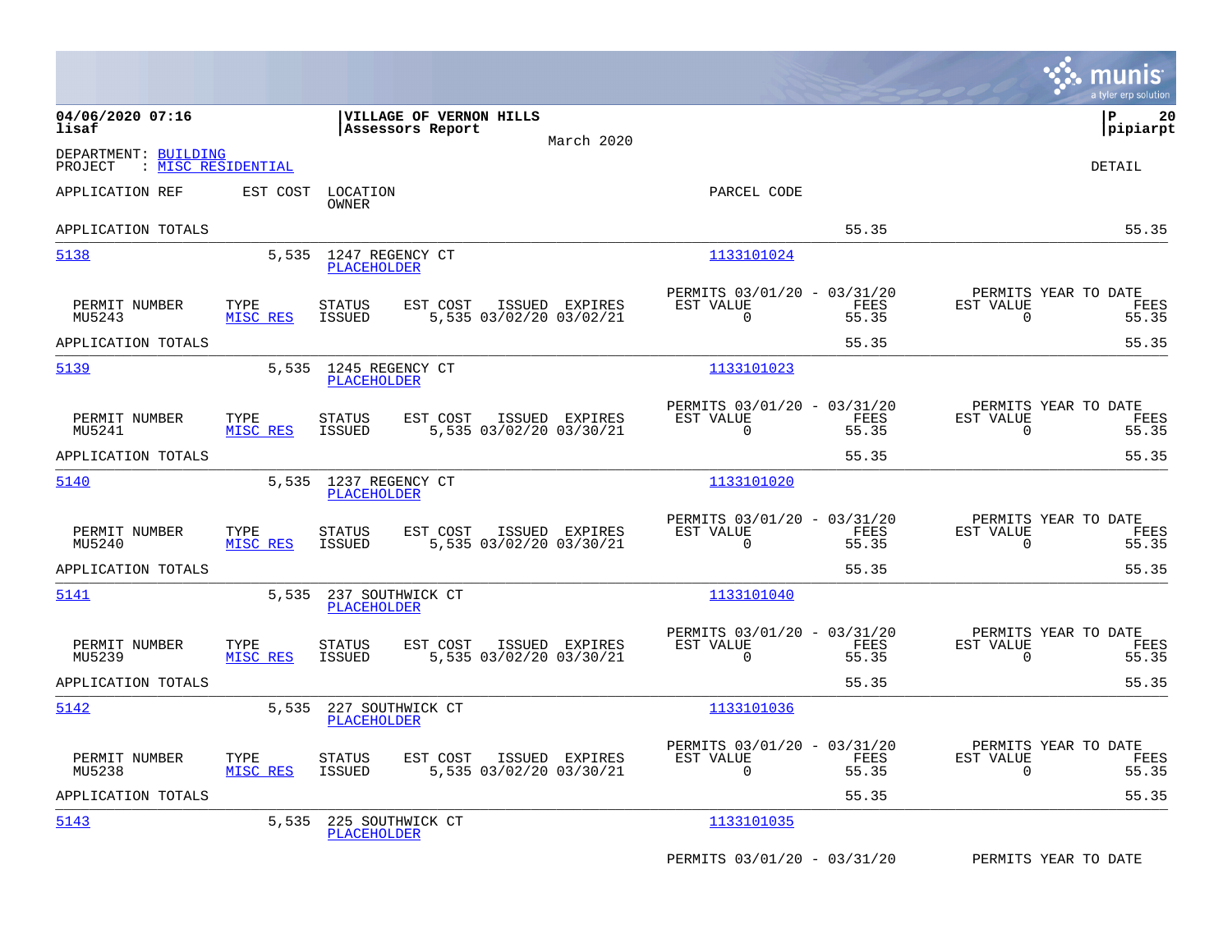**04/06/2020 07:16** **VILLAGE OF VERNON HILLS**
**lisaf** **Assessors Report**

March 2020

DEPARTMENT: BUILDING
PROJECT : MISC RESIDENTIAL

DETAIL

| APPLICATION REF | EST COST | LOCATION / OWNER | PARCEL CODE | | |
|---|---|---|---|---|---|
| APPLICATION TOTALS | | | | 55.35 | 55.35 |
| 5138 | 5,535 | 1247 REGENCY CT / PLACEHOLDER | 1133101024 | | |

| PERMIT NUMBER | TYPE | STATUS | EST COST | ISSUED | EXPIRES | PERMITS 03/01/20 - 03/31/20 EST VALUE | FEES | PERMITS YEAR TO DATE EST VALUE | FEES |
|---|---|---|---|---|---|---|---|---|---|
| MU5243 | MISC RES | ISSUED | 5,535 | 03/02/20 | 03/02/21 | 0 | 55.35 | 0 | 55.35 |
| APPLICATION TOTALS | | | | | | | 55.35 | | 55.35 |

| APPLICATION REF | EST COST | LOCATION / OWNER | PARCEL CODE |
|---|---|---|---|
| 5139 | 5,535 | 1245 REGENCY CT / PLACEHOLDER | 1133101023 |

| PERMIT NUMBER | TYPE | STATUS | EST COST | ISSUED | EXPIRES | PERMITS 03/01/20 - 03/31/20 EST VALUE | FEES | PERMITS YEAR TO DATE EST VALUE | FEES |
|---|---|---|---|---|---|---|---|---|---|
| MU5241 | MISC RES | ISSUED | 5,535 | 03/02/20 | 03/30/21 | 0 | 55.35 | 0 | 55.35 |
| APPLICATION TOTALS | | | | | | | 55.35 | | 55.35 |

| APPLICATION REF | EST COST | LOCATION / OWNER | PARCEL CODE |
|---|---|---|---|
| 5140 | 5,535 | 1237 REGENCY CT / PLACEHOLDER | 1133101020 |

| PERMIT NUMBER | TYPE | STATUS | EST COST | ISSUED | EXPIRES | PERMITS 03/01/20 - 03/31/20 EST VALUE | FEES | PERMITS YEAR TO DATE EST VALUE | FEES |
|---|---|---|---|---|---|---|---|---|---|
| MU5240 | MISC RES | ISSUED | 5,535 | 03/02/20 | 03/30/21 | 0 | 55.35 | 0 | 55.35 |
| APPLICATION TOTALS | | | | | | | 55.35 | | 55.35 |

| APPLICATION REF | EST COST | LOCATION / OWNER | PARCEL CODE |
|---|---|---|---|
| 5141 | 5,535 | 237 SOUTHWICK CT / PLACEHOLDER | 1133101040 |

| PERMIT NUMBER | TYPE | STATUS | EST COST | ISSUED | EXPIRES | PERMITS 03/01/20 - 03/31/20 EST VALUE | FEES | PERMITS YEAR TO DATE EST VALUE | FEES |
|---|---|---|---|---|---|---|---|---|---|
| MU5239 | MISC RES | ISSUED | 5,535 | 03/02/20 | 03/30/21 | 0 | 55.35 | 0 | 55.35 |
| APPLICATION TOTALS | | | | | | | 55.35 | | 55.35 |

| APPLICATION REF | EST COST | LOCATION / OWNER | PARCEL CODE |
|---|---|---|---|
| 5142 | 5,535 | 227 SOUTHWICK CT / PLACEHOLDER | 1133101036 |

| PERMIT NUMBER | TYPE | STATUS | EST COST | ISSUED | EXPIRES | PERMITS 03/01/20 - 03/31/20 EST VALUE | FEES | PERMITS YEAR TO DATE EST VALUE | FEES |
|---|---|---|---|---|---|---|---|---|---|
| MU5238 | MISC RES | ISSUED | 5,535 | 03/02/20 | 03/30/21 | 0 | 55.35 | 0 | 55.35 |
| APPLICATION TOTALS | | | | | | | 55.35 | | 55.35 |

| APPLICATION REF | EST COST | LOCATION / OWNER | PARCEL CODE |
|---|---|---|---|
| 5143 | 5,535 | 225 SOUTHWICK CT / PLACEHOLDER | 1133101035 |

PERMITS 03/01/20 - 03/31/20 PERMITS YEAR TO DATE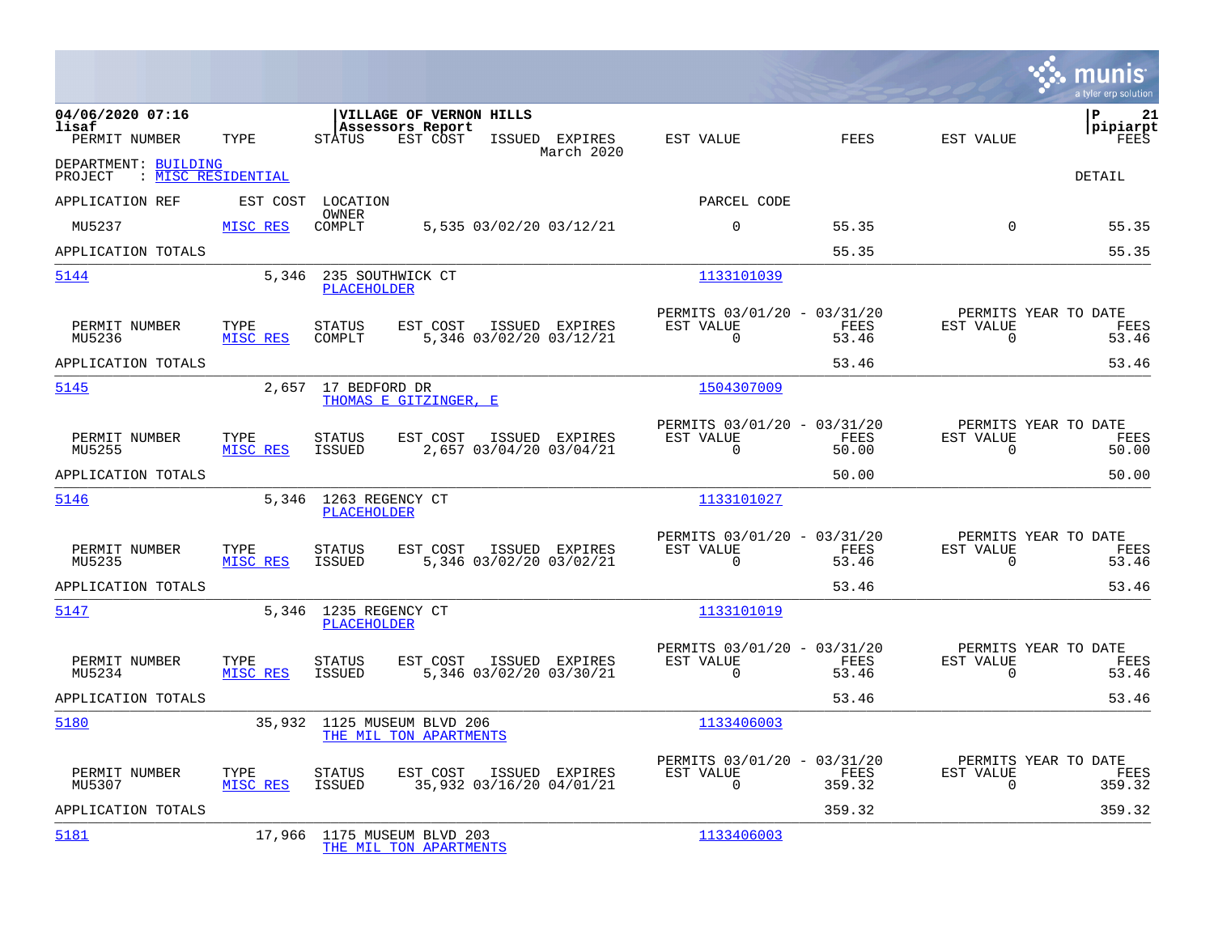**VILLAGE OF VERNON HILLS**
**Assessors Report**
March 2020

04/06/2020 07:16
lisaf

pipiarpt

DEPARTMENT: BUILDING
PROJECT : MISC RESIDENTIAL

DETAIL

| APPLICATION REF | EST COST | LOCATION / OWNER | | | PARCEL CODE | | | |
|---|---|---|---|---|---|---|---|---|
| PERMIT NUMBER | TYPE | STATUS | EST COST | ISSUED EXPIRES | EST VALUE | FEES | EST VALUE | FEES |
| MU5237 | MISC RES | COMPLT | 5,535 | 03/02/20 03/12/21 | 0 | 55.35 | 0 | 55.35 |
| APPLICATION TOTALS | | | | | | 55.35 | | 55.35 |

**5144** — 5,346 — 235 SOUTHWICK CT — PLACEHOLDER — 1133101039

| PERMIT NUMBER | TYPE | STATUS | EST COST | ISSUED | EXPIRES | PERMITS 03/01/20 - 03/31/20 EST VALUE | FEES | PERMITS YEAR TO DATE EST VALUE | FEES |
|---|---|---|---|---|---|---|---|---|---|
| MU5236 | MISC RES | COMPLT | 5,346 | 03/02/20 | 03/12/21 | 0 | 53.46 | 0 | 53.46 |
| APPLICATION TOTALS | | | | | | | 53.46 | | 53.46 |

**5145** — 2,657 — 17 BEDFORD DR — THOMAS E GITZINGER, E — 1504307009

| PERMIT NUMBER | TYPE | STATUS | EST COST | ISSUED | EXPIRES | PERMITS 03/01/20 - 03/31/20 EST VALUE | FEES | PERMITS YEAR TO DATE EST VALUE | FEES |
|---|---|---|---|---|---|---|---|---|---|
| MU5255 | MISC RES | ISSUED | 2,657 | 03/04/20 | 03/04/21 | 0 | 50.00 | 0 | 50.00 |
| APPLICATION TOTALS | | | | | | | 50.00 | | 50.00 |

**5146** — 5,346 — 1263 REGENCY CT — PLACEHOLDER — 1133101027

| PERMIT NUMBER | TYPE | STATUS | EST COST | ISSUED | EXPIRES | PERMITS 03/01/20 - 03/31/20 EST VALUE | FEES | PERMITS YEAR TO DATE EST VALUE | FEES |
|---|---|---|---|---|---|---|---|---|---|
| MU5235 | MISC RES | ISSUED | 5,346 | 03/02/20 | 03/02/21 | 0 | 53.46 | 0 | 53.46 |
| APPLICATION TOTALS | | | | | | | 53.46 | | 53.46 |

**5147** — 5,346 — 1235 REGENCY CT — PLACEHOLDER — 1133101019

| PERMIT NUMBER | TYPE | STATUS | EST COST | ISSUED | EXPIRES | PERMITS 03/01/20 - 03/31/20 EST VALUE | FEES | PERMITS YEAR TO DATE EST VALUE | FEES |
|---|---|---|---|---|---|---|---|---|---|
| MU5234 | MISC RES | ISSUED | 5,346 | 03/02/20 | 03/30/21 | 0 | 53.46 | 0 | 53.46 |
| APPLICATION TOTALS | | | | | | | 53.46 | | 53.46 |

**5180** — 35,932 — 1125 MUSEUM BLVD 206 — THE MIL TON APARTMENTS — 1133406003

| PERMIT NUMBER | TYPE | STATUS | EST COST | ISSUED | EXPIRES | PERMITS 03/01/20 - 03/31/20 EST VALUE | FEES | PERMITS YEAR TO DATE EST VALUE | FEES |
|---|---|---|---|---|---|---|---|---|---|
| MU5307 | MISC RES | ISSUED | 35,932 | 03/16/20 | 04/01/21 | 0 | 359.32 | 0 | 359.32 |
| APPLICATION TOTALS | | | | | | | 359.32 | | 359.32 |

**5181** — 17,966 — 1175 MUSEUM BLVD 203 — THE MIL TON APARTMENTS — 1133406003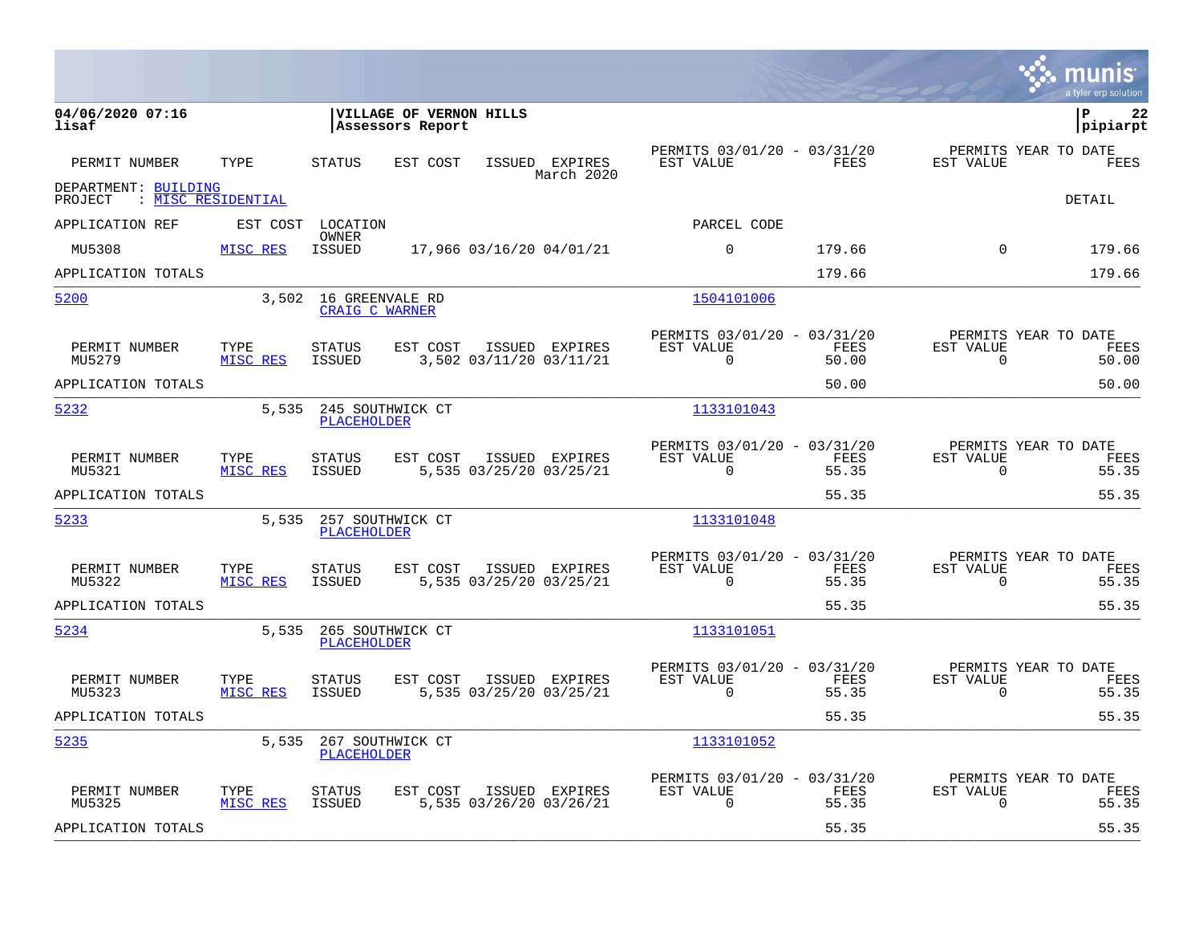**VILLAGE OF VERNON HILLS**
**Assessors Report**

04/06/2020 07:16
lisaf

pipiarpt

| PERMIT NUMBER | TYPE | STATUS | EST COST | ISSUED | EXPIRES | PERMITS 03/01/20 - 03/31/20 EST VALUE | FEES | PERMITS YEAR TO DATE EST VALUE | FEES |
|---|---|---|---|---|---|---|---|---|---|

March 2020

DEPARTMENT: BUILDING
PROJECT : MISC RESIDENTIAL

DETAIL

| APPLICATION REF | EST COST | LOCATION / OWNER | | | | PARCEL CODE | | | |
|---|---|---|---|---|---|---|---|---|---|
| MU5308 | MISC RES | ISSUED | 17,966 | 03/16/20 | 04/01/21 | 0 | 179.66 | 0 | 179.66 |
| APPLICATION TOTALS | | | | | | | 179.66 | | 179.66 |
| 5200 | 3,502 | 16 GREENVALE RD / CRAIG C WARNER | | | | 1504101006 | | | |
| MU5279 | MISC RES | ISSUED | 3,502 | 03/11/20 | 03/11/21 | 0 | 50.00 | 0 | 50.00 |
| APPLICATION TOTALS | | | | | | | 50.00 | | 50.00 |
| 5232 | 5,535 | 245 SOUTHWICK CT / PLACEHOLDER | | | | 1133101043 | | | |
| MU5321 | MISC RES | ISSUED | 5,535 | 03/25/20 | 03/25/21 | 0 | 55.35 | 0 | 55.35 |
| APPLICATION TOTALS | | | | | | | 55.35 | | 55.35 |
| 5233 | 5,535 | 257 SOUTHWICK CT / PLACEHOLDER | | | | 1133101048 | | | |
| MU5322 | MISC RES | ISSUED | 5,535 | 03/25/20 | 03/25/21 | 0 | 55.35 | 0 | 55.35 |
| APPLICATION TOTALS | | | | | | | 55.35 | | 55.35 |
| 5234 | 5,535 | 265 SOUTHWICK CT / PLACEHOLDER | | | | 1133101051 | | | |
| MU5323 | MISC RES | ISSUED | 5,535 | 03/25/20 | 03/25/21 | 0 | 55.35 | 0 | 55.35 |
| APPLICATION TOTALS | | | | | | | 55.35 | | 55.35 |
| 5235 | 5,535 | 267 SOUTHWICK CT / PLACEHOLDER | | | | 1133101052 | | | |
| MU5325 | MISC RES | ISSUED | 5,535 | 03/26/20 | 03/26/21 | 0 | 55.35 | 0 | 55.35 |
| APPLICATION TOTALS | | | | | | | 55.35 | | 55.35 |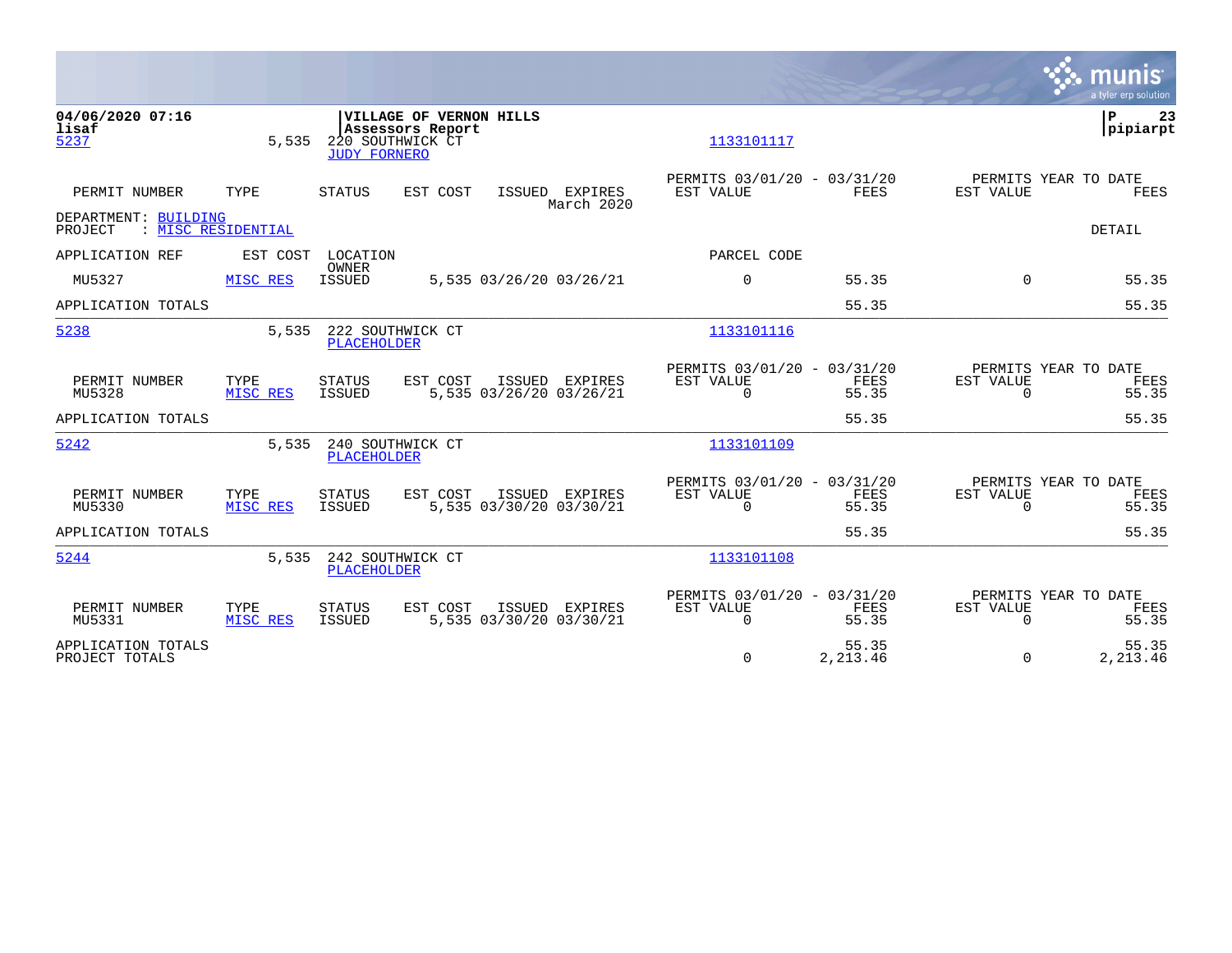**04/06/2020 07:16** | **VILLAGE OF VERNON HILLS** | **P 23**
**lisaf** | **Assessors Report** | **pipiarpt**

5237 5,535 220 SOUTHWICK CT 1133101117
JUDY FORNERO

| PERMIT NUMBER | TYPE | STATUS | EST COST | ISSUED | EXPIRES | PERMITS 03/01/20 - 03/31/20 EST VALUE | FEES | PERMITS YEAR TO DATE EST VALUE | FEES |
|---|---|---|---|---|---|---|---|---|---|
| | | | | | March 2020 | | | | |

DEPARTMENT: BUILDING
PROJECT : MISC RESIDENTIAL — DETAIL

| APPLICATION REF | EST COST | LOCATION / OWNER | | | | PARCEL CODE | | | |
|---|---|---|---|---|---|---|---|---|---|
| MU5327 | MISC RES | ISSUED | 5,535 | 03/26/20 | 03/26/21 | 0 | 55.35 | 0 | 55.35 |
| APPLICATION TOTALS | | | | | | | 55.35 | | 55.35 |

5238 5,535 222 SOUTHWICK CT 1133101116
PLACEHOLDER

| PERMIT NUMBER | TYPE | STATUS | EST COST | ISSUED | EXPIRES | PERMITS 03/01/20 - 03/31/20 EST VALUE | FEES | PERMITS YEAR TO DATE EST VALUE | FEES |
|---|---|---|---|---|---|---|---|---|---|
| MU5328 | MISC RES | ISSUED | 5,535 | 03/26/20 | 03/26/21 | 0 | 55.35 | 0 | 55.35 |
| APPLICATION TOTALS | | | | | | | 55.35 | | 55.35 |

5242 5,535 240 SOUTHWICK CT 1133101109
PLACEHOLDER

| PERMIT NUMBER | TYPE | STATUS | EST COST | ISSUED | EXPIRES | PERMITS 03/01/20 - 03/31/20 EST VALUE | FEES | PERMITS YEAR TO DATE EST VALUE | FEES |
|---|---|---|---|---|---|---|---|---|---|
| MU5330 | MISC RES | ISSUED | 5,535 | 03/30/20 | 03/30/21 | 0 | 55.35 | 0 | 55.35 |
| APPLICATION TOTALS | | | | | | | 55.35 | | 55.35 |

5244 5,535 242 SOUTHWICK CT 1133101108
PLACEHOLDER

| PERMIT NUMBER | TYPE | STATUS | EST COST | ISSUED | EXPIRES | PERMITS 03/01/20 - 03/31/20 EST VALUE | FEES | PERMITS YEAR TO DATE EST VALUE | FEES |
|---|---|---|---|---|---|---|---|---|---|
| MU5331 | MISC RES | ISSUED | 5,535 | 03/30/20 | 03/30/21 | 0 | 55.35 | 0 | 55.35 |
| APPLICATION TOTALS | | | | | | | 55.35 | | 55.35 |
| PROJECT TOTALS | | | | | | 0 | 2,213.46 | 0 | 2,213.46 |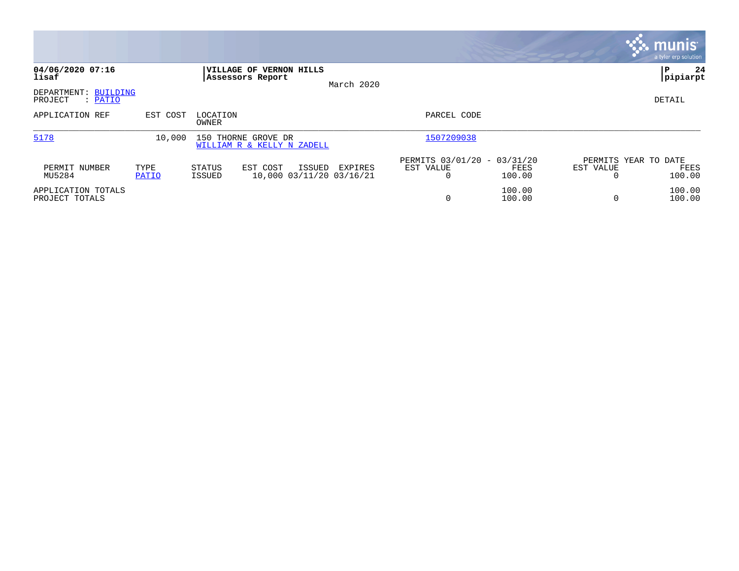**04/06/2020 07:16**
**lisaf**

**VILLAGE OF VERNON HILLS**
**Assessors Report**
March 2020

**P 24**
**pipiarpt**

DEPARTMENT: BUILDING
PROJECT : PATIO

DETAIL

| APPLICATION REF | EST COST | LOCATION / OWNER | PARCEL CODE |
|---|---|---|---|
| 5178 | 10,000 | 150 THORNE GROVE DR / WILLIAM R & KELLY N ZADELL | 1507209038 |

| PERMIT NUMBER | TYPE | STATUS | EST COST | ISSUED | EXPIRES | PERMITS 03/01/20 - 03/31/20 EST VALUE | FEES | PERMITS YEAR TO DATE EST VALUE | FEES |
|---|---|---|---|---|---|---|---|---|---|
| MU5284 | PATIO | ISSUED | 10,000 | 03/11/20 | 03/16/21 | 0 | 100.00 | 0 | 100.00 |
| APPLICATION TOTALS | | | | | | | 100.00 | | 100.00 |
| PROJECT TOTALS | | | | | | 0 | 100.00 | 0 | 100.00 |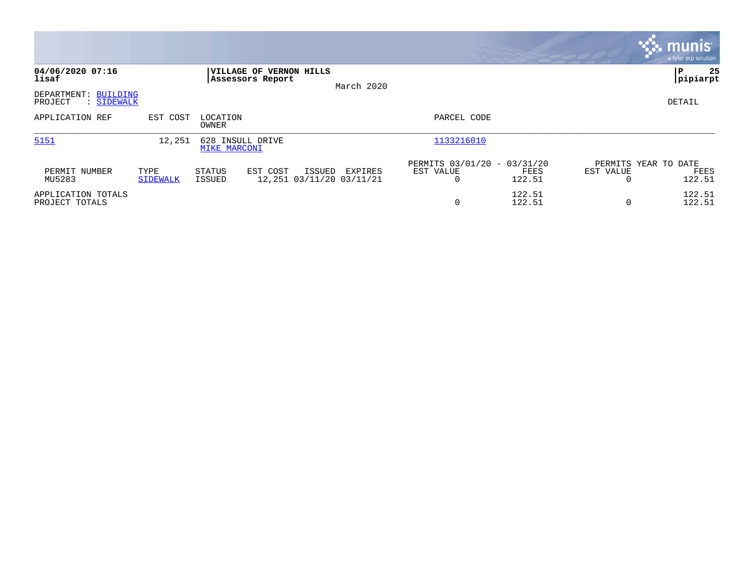**04/06/2020 07:16**
**lisaf**

**VILLAGE OF VERNON HILLS**
**Assessors Report**

March 2020

**pipiarpt**

DEPARTMENT: BUILDING
PROJECT : SIDEWALK

DETAIL

| APPLICATION REF | EST COST | LOCATION / OWNER | PARCEL CODE |
|---|---|---|---|
| 5151 | 12,251 | 628 INSULL DRIVE / MIKE MARCONI | 1133216010 |

| PERMIT NUMBER | TYPE | STATUS | EST COST | ISSUED | EXPIRES | PERMITS 03/01/20 - 03/31/20 EST VALUE | PERMITS 03/01/20 - 03/31/20 FEES | PERMITS YEAR TO DATE EST VALUE | PERMITS YEAR TO DATE FEES |
|---|---|---|---|---|---|---|---|---|---|
| MU5283 | SIDEWALK | ISSUED | 12,251 | 03/11/20 | 03/11/21 | 0 | 122.51 | 0 | 122.51 |
| APPLICATION TOTALS | | | | | | | 122.51 | | 122.51 |
| PROJECT TOTALS | | | | | | 0 | 122.51 | 0 | 122.51 |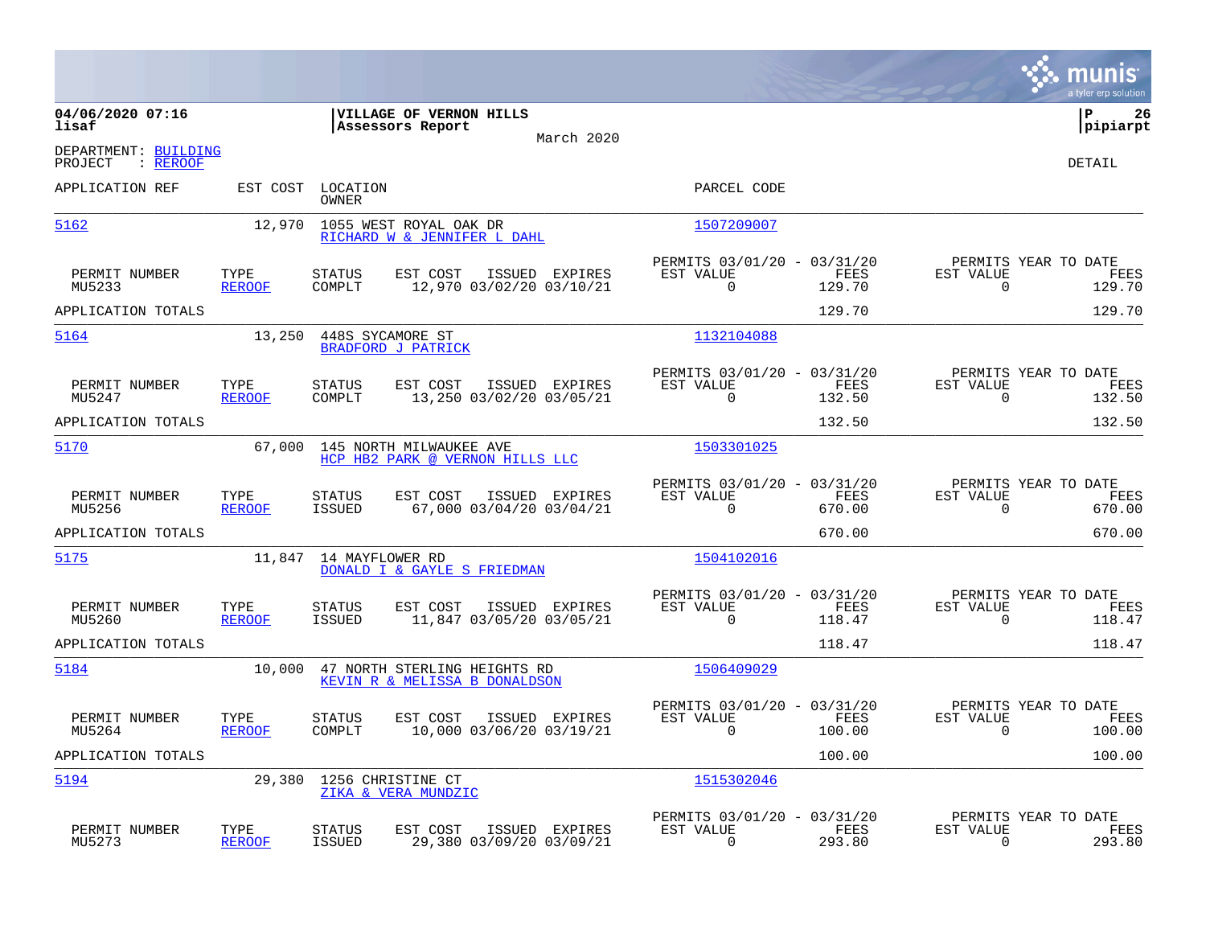**04/06/2020 07:16**
**lisaf**

**VILLAGE OF VERNON HILLS**
**Assessors Report**

March 2020

**pipiarpt**

DEPARTMENT: BUILDING
PROJECT : REROOF

DETAIL

| APPLICATION REF | EST COST | LOCATION / OWNER | PARCEL CODE |
|---|---|---|---|
| 5162 | 12,970 | 1055 WEST ROYAL OAK DR / RICHARD W & JENNIFER L DAHL | 1507209007 |

| PERMIT NUMBER | TYPE | STATUS | EST COST | ISSUED | EXPIRES | PERMITS 03/01/20 - 03/31/20 EST VALUE | FEES | PERMITS YEAR TO DATE EST VALUE | FEES |
|---|---|---|---|---|---|---|---|---|---|
| MU5233 | REROOF | COMPLT | 12,970 | 03/02/20 | 03/10/21 | 0 | 129.70 | 0 | 129.70 |
| APPLICATION TOTALS | | | | | | | 129.70 | | 129.70 |

| APPLICATION REF | EST COST | LOCATION / OWNER | PARCEL CODE |
|---|---|---|---|
| 5164 | 13,250 | 448S SYCAMORE ST / BRADFORD J PATRICK | 1132104088 |

| PERMIT NUMBER | TYPE | STATUS | EST COST | ISSUED | EXPIRES | PERMITS 03/01/20 - 03/31/20 EST VALUE | FEES | PERMITS YEAR TO DATE EST VALUE | FEES |
|---|---|---|---|---|---|---|---|---|---|
| MU5247 | REROOF | COMPLT | 13,250 | 03/02/20 | 03/05/21 | 0 | 132.50 | 0 | 132.50 |
| APPLICATION TOTALS | | | | | | | 132.50 | | 132.50 |

| APPLICATION REF | EST COST | LOCATION / OWNER | PARCEL CODE |
|---|---|---|---|
| 5170 | 67,000 | 145 NORTH MILWAUKEE AVE / HCP HB2 PARK @ VERNON HILLS LLC | 1503301025 |

| PERMIT NUMBER | TYPE | STATUS | EST COST | ISSUED | EXPIRES | PERMITS 03/01/20 - 03/31/20 EST VALUE | FEES | PERMITS YEAR TO DATE EST VALUE | FEES |
|---|---|---|---|---|---|---|---|---|---|
| MU5256 | REROOF | ISSUED | 67,000 | 03/04/20 | 03/04/21 | 0 | 670.00 | 0 | 670.00 |
| APPLICATION TOTALS | | | | | | | 670.00 | | 670.00 |

| APPLICATION REF | EST COST | LOCATION / OWNER | PARCEL CODE |
|---|---|---|---|
| 5175 | 11,847 | 14 MAYFLOWER RD / DONALD I & GAYLE S FRIEDMAN | 1504102016 |

| PERMIT NUMBER | TYPE | STATUS | EST COST | ISSUED | EXPIRES | PERMITS 03/01/20 - 03/31/20 EST VALUE | FEES | PERMITS YEAR TO DATE EST VALUE | FEES |
|---|---|---|---|---|---|---|---|---|---|
| MU5260 | REROOF | ISSUED | 11,847 | 03/05/20 | 03/05/21 | 0 | 118.47 | 0 | 118.47 |
| APPLICATION TOTALS | | | | | | | 118.47 | | 118.47 |

| APPLICATION REF | EST COST | LOCATION / OWNER | PARCEL CODE |
|---|---|---|---|
| 5184 | 10,000 | 47 NORTH STERLING HEIGHTS RD / KEVIN R & MELISSA B DONALDSON | 1506409029 |

| PERMIT NUMBER | TYPE | STATUS | EST COST | ISSUED | EXPIRES | PERMITS 03/01/20 - 03/31/20 EST VALUE | FEES | PERMITS YEAR TO DATE EST VALUE | FEES |
|---|---|---|---|---|---|---|---|---|---|
| MU5264 | REROOF | COMPLT | 10,000 | 03/06/20 | 03/19/21 | 0 | 100.00 | 0 | 100.00 |
| APPLICATION TOTALS | | | | | | | 100.00 | | 100.00 |

| APPLICATION REF | EST COST | LOCATION / OWNER | PARCEL CODE |
|---|---|---|---|
| 5194 | 29,380 | 1256 CHRISTINE CT / ZIKA & VERA MUNDZIC | 1515302046 |

| PERMIT NUMBER | TYPE | STATUS | EST COST | ISSUED | EXPIRES | PERMITS 03/01/20 - 03/31/20 EST VALUE | FEES | PERMITS YEAR TO DATE EST VALUE | FEES |
|---|---|---|---|---|---|---|---|---|---|
| MU5273 | REROOF | ISSUED | 29,380 | 03/09/20 | 03/09/21 | 0 | 293.80 | 0 | 293.80 |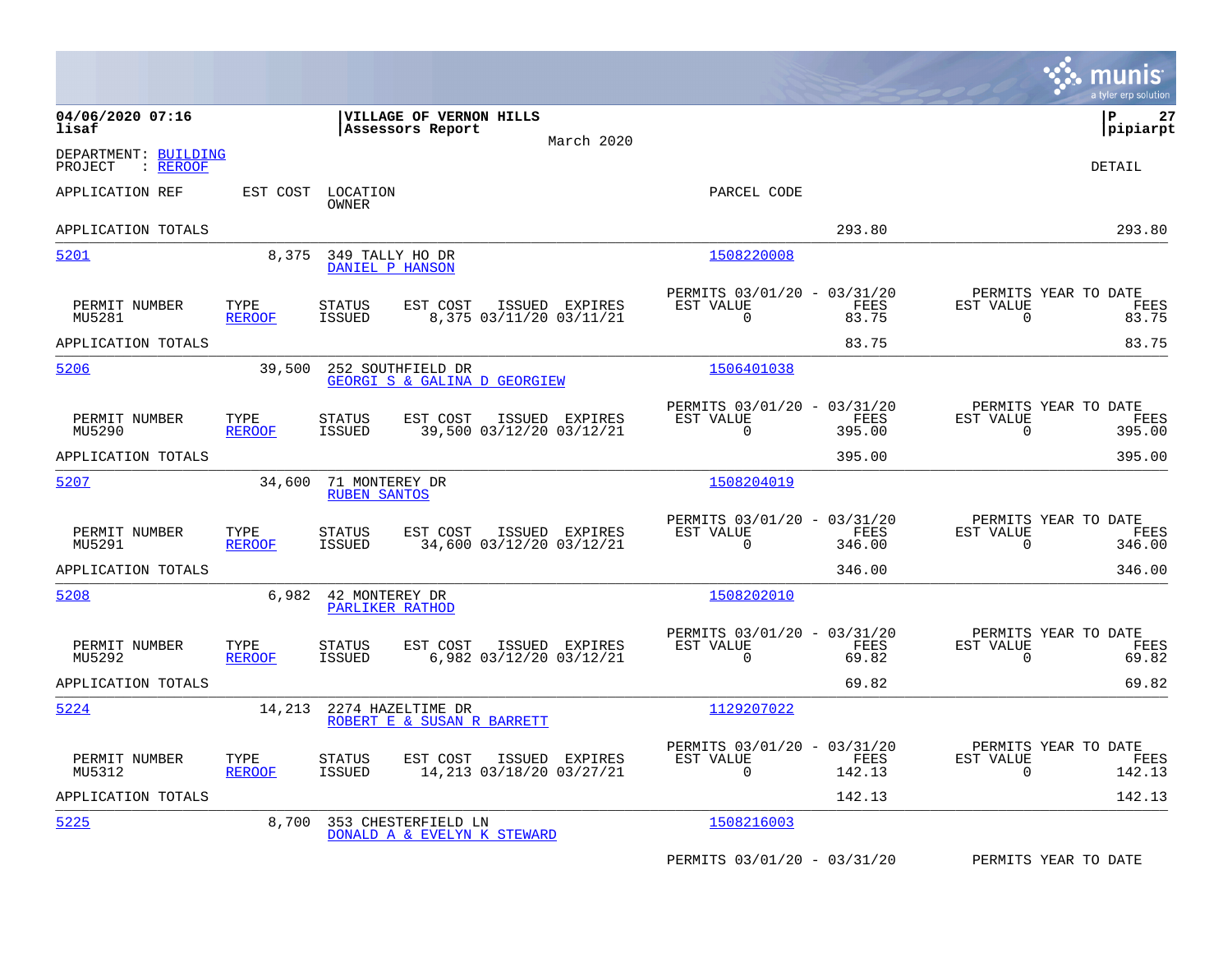04/06/2020 07:16 | VILLAGE OF VERNON HILLS | P 27
lisaf | Assessors Report | pipiarpt

March 2020

DEPARTMENT: BUILDING
PROJECT : REROOF

DETAIL

| APPLICATION REF | EST COST | LOCATION / OWNER | PARCEL CODE | | |
|---|---|---|---|---|---|
| APPLICATION TOTALS | | | | 293.80 | 293.80 |
| 5201 | 8,375 | 349 TALLY HO DR / DANIEL P HANSON | 1508220008 | | |

| PERMIT NUMBER | TYPE | STATUS | EST COST | ISSUED | EXPIRES | PERMITS 03/01/20 - 03/31/20 EST VALUE | FEES | PERMITS YEAR TO DATE EST VALUE | FEES |
|---|---|---|---|---|---|---|---|---|---|
| MU5281 | REROOF | ISSUED | 8,375 | 03/11/20 | 03/11/21 | 0 | 83.75 | 0 | 83.75 |
| APPLICATION TOTALS | | | | | | | 83.75 | | 83.75 |

| APPLICATION REF | EST COST | LOCATION / OWNER | PARCEL CODE |
|---|---|---|---|
| 5206 | 39,500 | 252 SOUTHFIELD DR / GEORGI S & GALINA D GEORGIEW | 1506401038 |

| PERMIT NUMBER | TYPE | STATUS | EST COST | ISSUED | EXPIRES | PERMITS 03/01/20 - 03/31/20 EST VALUE | FEES | PERMITS YEAR TO DATE EST VALUE | FEES |
|---|---|---|---|---|---|---|---|---|---|
| MU5290 | REROOF | ISSUED | 39,500 | 03/12/20 | 03/12/21 | 0 | 395.00 | 0 | 395.00 |
| APPLICATION TOTALS | | | | | | | 395.00 | | 395.00 |

| APPLICATION REF | EST COST | LOCATION / OWNER | PARCEL CODE |
|---|---|---|---|
| 5207 | 34,600 | 71 MONTEREY DR / RUBEN SANTOS | 1508204019 |

| PERMIT NUMBER | TYPE | STATUS | EST COST | ISSUED | EXPIRES | PERMITS 03/01/20 - 03/31/20 EST VALUE | FEES | PERMITS YEAR TO DATE EST VALUE | FEES |
|---|---|---|---|---|---|---|---|---|---|
| MU5291 | REROOF | ISSUED | 34,600 | 03/12/20 | 03/12/21 | 0 | 346.00 | 0 | 346.00 |
| APPLICATION TOTALS | | | | | | | 346.00 | | 346.00 |

| APPLICATION REF | EST COST | LOCATION / OWNER | PARCEL CODE |
|---|---|---|---|
| 5208 | 6,982 | 42 MONTEREY DR / PARLIKER RATHOD | 1508202010 |

| PERMIT NUMBER | TYPE | STATUS | EST COST | ISSUED | EXPIRES | PERMITS 03/01/20 - 03/31/20 EST VALUE | FEES | PERMITS YEAR TO DATE EST VALUE | FEES |
|---|---|---|---|---|---|---|---|---|---|
| MU5292 | REROOF | ISSUED | 6,982 | 03/12/20 | 03/12/21 | 0 | 69.82 | 0 | 69.82 |
| APPLICATION TOTALS | | | | | | | 69.82 | | 69.82 |

| APPLICATION REF | EST COST | LOCATION / OWNER | PARCEL CODE |
|---|---|---|---|
| 5224 | 14,213 | 2274 HAZELTIME DR / ROBERT E & SUSAN R BARRETT | 1129207022 |

| PERMIT NUMBER | TYPE | STATUS | EST COST | ISSUED | EXPIRES | PERMITS 03/01/20 - 03/31/20 EST VALUE | FEES | PERMITS YEAR TO DATE EST VALUE | FEES |
|---|---|---|---|---|---|---|---|---|---|
| MU5312 | REROOF | ISSUED | 14,213 | 03/18/20 | 03/27/21 | 0 | 142.13 | 0 | 142.13 |
| APPLICATION TOTALS | | | | | | | 142.13 | | 142.13 |

| APPLICATION REF | EST COST | LOCATION / OWNER | PARCEL CODE |
|---|---|---|---|
| 5225 | 8,700 | 353 CHESTERFIELD LN / DONALD A & EVELYN K STEWARD | 1508216003 |

PERMITS 03/01/20 - 03/31/20 PERMITS YEAR TO DATE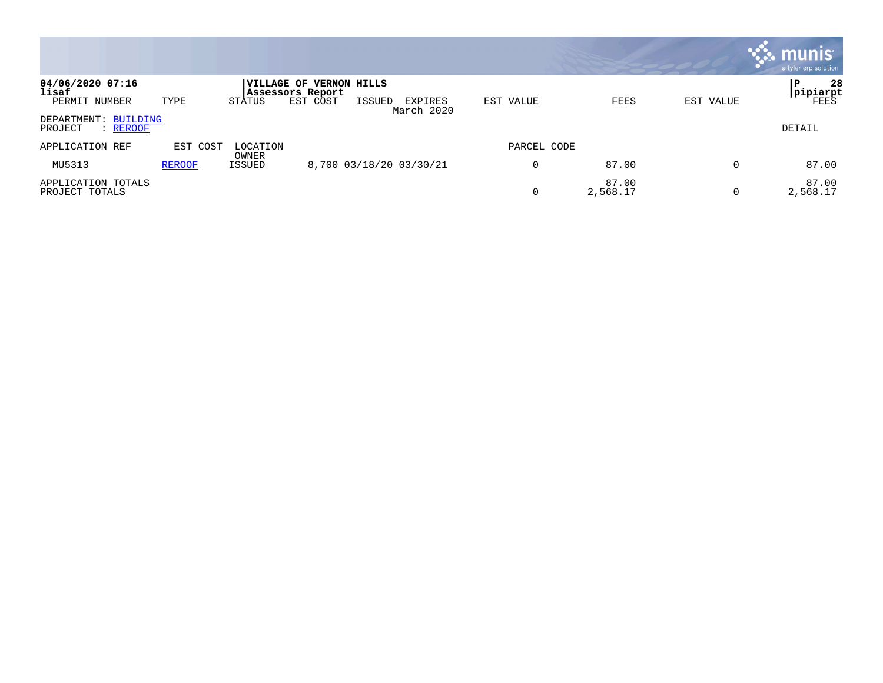**04/06/2020 07:16**
**lisaf**

**VILLAGE OF VERNON HILLS**
**Assessors Report**

**pipiarpt**

| PERMIT NUMBER | TYPE | STATUS | EST COST | ISSUED | EXPIRES | EST VALUE | FEES | EST VALUE | FEES |
|---|---|---|---|---|---|---|---|---|---|
| | | | | | March 2020 | | | | |

DEPARTMENT: BUILDING
PROJECT : REROOF

DETAIL

| APPLICATION REF | EST COST | LOCATION / OWNER | | | | PARCEL CODE | | | |
|---|---|---|---|---|---|---|---|---|---|
| MU5313 | REROOF | ISSUED | 8,700 | 03/18/20 | 03/30/21 | 0 | 87.00 | 0 | 87.00 |
| APPLICATION TOTALS | | | | | | | 87.00 | | 87.00 |
| PROJECT TOTALS | | | | | | 0 | 2,568.17 | 0 | 2,568.17 |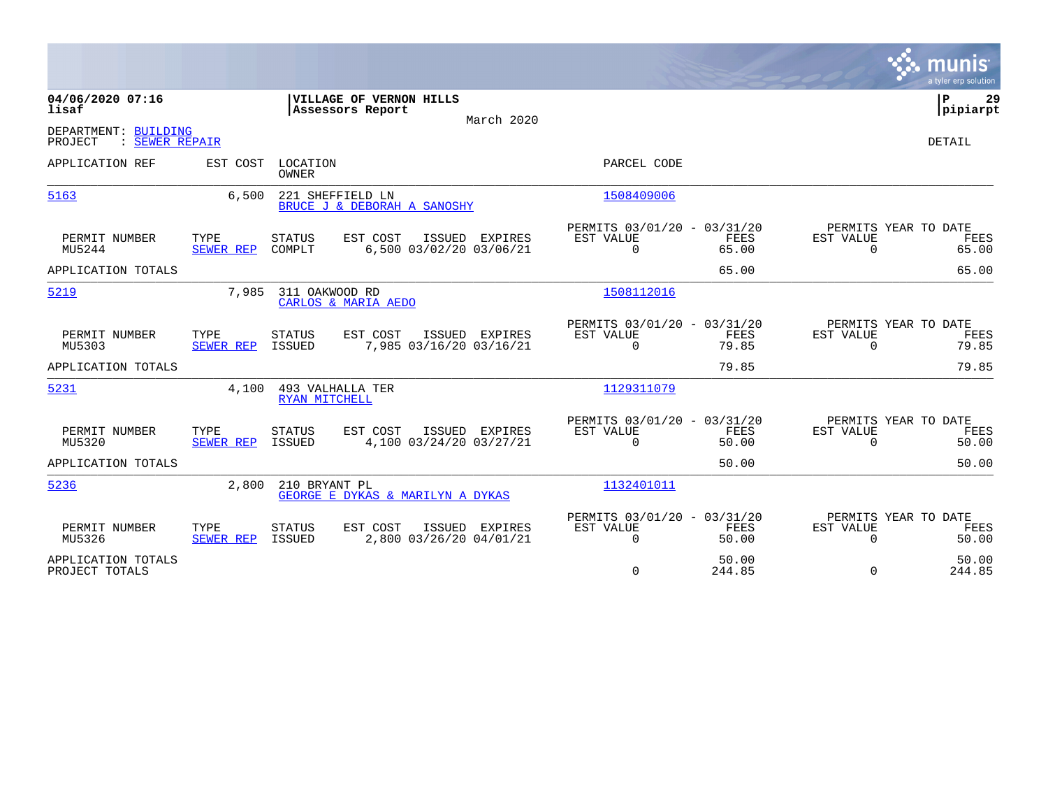**04/06/2020 07:16**
**lisaf**

**VILLAGE OF VERNON HILLS**
**Assessors Report**

March 2020

**P 29**
**pipiarpt**

DEPARTMENT: BUILDING
PROJECT : SEWER REPAIR

DETAIL

| APPLICATION REF | EST COST | LOCATION / OWNER | PARCEL CODE |
|---|---|---|---|
| 5163 | 6,500 | 221 SHEFFIELD LN / BRUCE J & DEBORAH A SANOSHY | 1508409006 |

| PERMIT NUMBER | TYPE | STATUS | EST COST | ISSUED | EXPIRES | PERMITS 03/01/20 - 03/31/20 EST VALUE | FEES | PERMITS YEAR TO DATE EST VALUE | FEES |
|---|---|---|---|---|---|---|---|---|---|
| MU5244 | SEWER REP | COMPLT | 6,500 | 03/02/20 | 03/06/21 | 0 | 65.00 | 0 | 65.00 |
| APPLICATION TOTALS | | | | | | | 65.00 | | 65.00 |

| APPLICATION REF | EST COST | LOCATION / OWNER | PARCEL CODE |
|---|---|---|---|
| 5219 | 7,985 | 311 OAKWOOD RD / CARLOS & MARIA AEDO | 1508112016 |

| PERMIT NUMBER | TYPE | STATUS | EST COST | ISSUED | EXPIRES | PERMITS 03/01/20 - 03/31/20 EST VALUE | FEES | PERMITS YEAR TO DATE EST VALUE | FEES |
|---|---|---|---|---|---|---|---|---|---|
| MU5303 | SEWER REP | ISSUED | 7,985 | 03/16/20 | 03/16/21 | 0 | 79.85 | 0 | 79.85 |
| APPLICATION TOTALS | | | | | | | 79.85 | | 79.85 |

| APPLICATION REF | EST COST | LOCATION / OWNER | PARCEL CODE |
|---|---|---|---|
| 5231 | 4,100 | 493 VALHALLA TER / RYAN MITCHELL | 1129311079 |

| PERMIT NUMBER | TYPE | STATUS | EST COST | ISSUED | EXPIRES | PERMITS 03/01/20 - 03/31/20 EST VALUE | FEES | PERMITS YEAR TO DATE EST VALUE | FEES |
|---|---|---|---|---|---|---|---|---|---|
| MU5320 | SEWER REP | ISSUED | 4,100 | 03/24/20 | 03/27/21 | 0 | 50.00 | 0 | 50.00 |
| APPLICATION TOTALS | | | | | | | 50.00 | | 50.00 |

| APPLICATION REF | EST COST | LOCATION / OWNER | PARCEL CODE |
|---|---|---|---|
| 5236 | 2,800 | 210 BRYANT PL / GEORGE E DYKAS & MARILYN A DYKAS | 1132401011 |

| PERMIT NUMBER | TYPE | STATUS | EST COST | ISSUED | EXPIRES | PERMITS 03/01/20 - 03/31/20 EST VALUE | FEES | PERMITS YEAR TO DATE EST VALUE | FEES |
|---|---|---|---|---|---|---|---|---|---|
| MU5326 | SEWER REP | ISSUED | 2,800 | 03/26/20 | 04/01/21 | 0 | 50.00 | 0 | 50.00 |
| APPLICATION TOTALS | | | | | | | 50.00 | | 50.00 |
| PROJECT TOTALS | | | | | | 0 | 244.85 | 0 | 244.85 |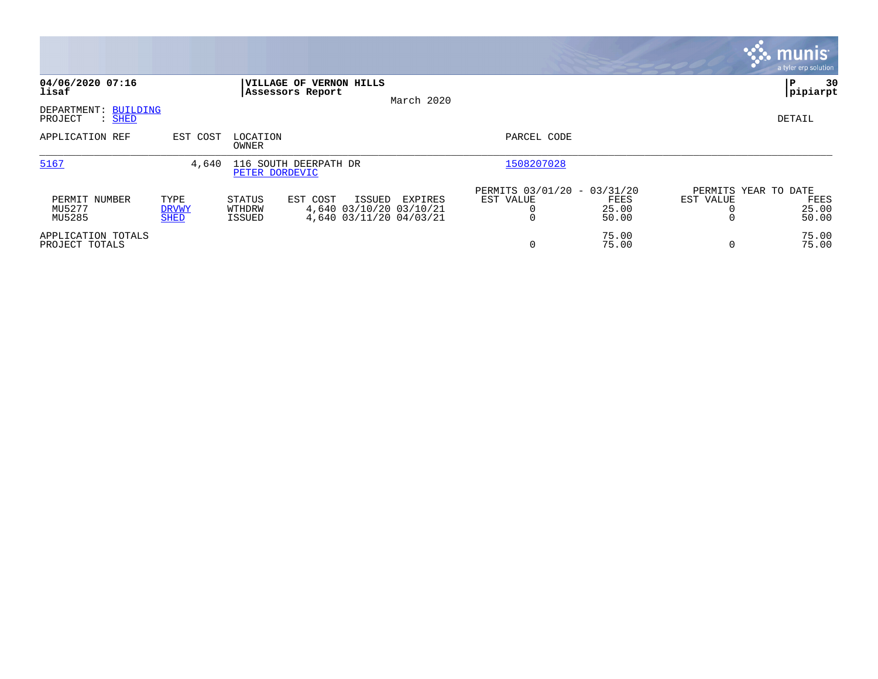**04/06/2020 07:16**
**lisaf**

**VILLAGE OF VERNON HILLS**
**Assessors Report**
March 2020

**P 30**
**pipiarpt**

DEPARTMENT: BUILDING
PROJECT : SHED

DETAIL

| APPLICATION REF | EST COST | LOCATION / OWNER | PARCEL CODE |
|---|---|---|---|
| 5167 | 4,640 | 116 SOUTH DEERPATH DR / PETER DORDEVIC | 1508207028 |

| | | | | | | PERMITS 03/01/20 - 03/31/20 | | PERMITS YEAR TO DATE | |
|---|---|---|---|---|---|---|---|---|---|
| PERMIT NUMBER | TYPE | STATUS | EST COST | ISSUED | EXPIRES | EST VALUE | FEES | EST VALUE | FEES |
| MU5277 | DRVWY | WTHDRW | 4,640 | 03/10/20 | 03/10/21 | 0 | 25.00 | 0 | 25.00 |
| MU5285 | SHED | ISSUED | 4,640 | 03/11/20 | 04/03/21 | 0 | 50.00 | 0 | 50.00 |
| APPLICATION TOTALS | | | | | | | 75.00 | | 75.00 |
| PROJECT TOTALS | | | | | | 0 | 75.00 | 0 | 75.00 |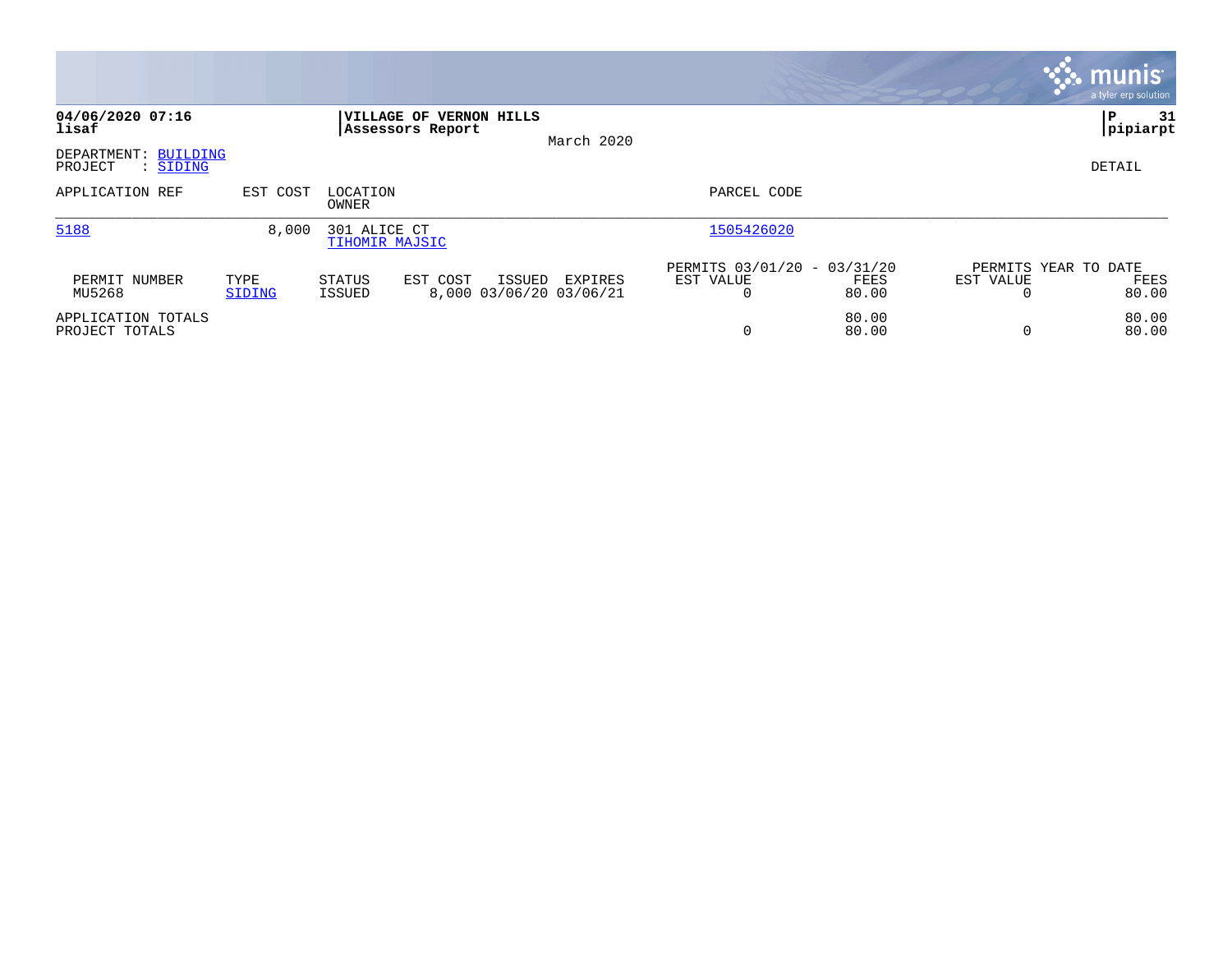04/06/2020 07:16
lisaf

**VILLAGE OF VERNON HILLS**
**Assessors Report**

March 2020

pipiarpt

DEPARTMENT: BUILDING
PROJECT : SIDING

DETAIL

| APPLICATION REF | EST COST | LOCATION / OWNER | | | | PARCEL CODE | | | |
|---|---|---|---|---|---|---|---|---|---|
| 5188 | 8,000 | 301 ALICE CT / TIHOMIR MAJSIC | | | | 1505426020 | | | |

| PERMIT NUMBER | TYPE | STATUS | EST COST | ISSUED | EXPIRES | PERMITS 03/01/20 - 03/31/20 EST VALUE | FEES | PERMITS YEAR TO DATE EST VALUE | FEES |
|---|---|---|---|---|---|---|---|---|---|
| MU5268 | SIDING | ISSUED | 8,000 | 03/06/20 | 03/06/21 | 0 | 80.00 | 0 | 80.00 |
| APPLICATION TOTALS | | | | | | | 80.00 | | 80.00 |
| PROJECT TOTALS | | | | | | 0 | 80.00 | 0 | 80.00 |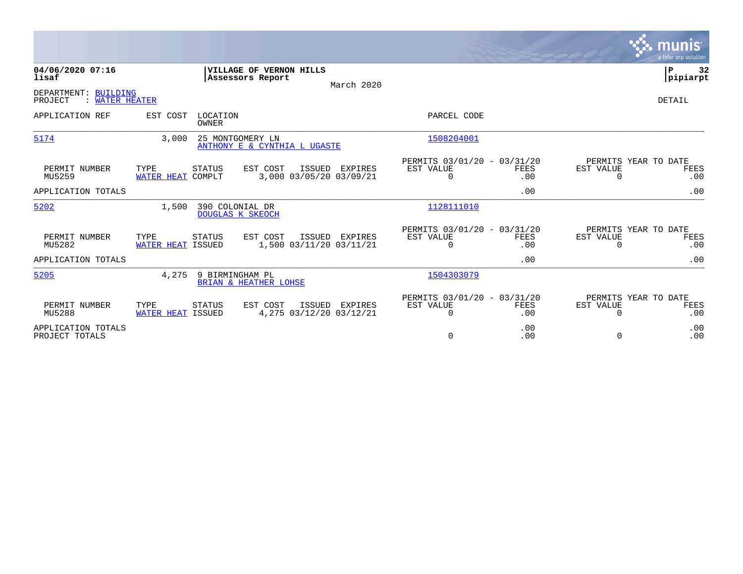**04/06/2020 07:16**
**lisaf**

**VILLAGE OF VERNON HILLS**
**Assessors Report**
March 2020

**pipiarpt**

DEPARTMENT: BUILDING
PROJECT : WATER HEATER

DETAIL

| APPLICATION REF | EST COST | LOCATION / OWNER | PARCEL CODE |
|---|---|---|---|
| 5174 | 3,000 | 25 MONTGOMERY LN / ANTHONY E & CYNTHIA L UGASTE | 1508204001 |

| PERMIT NUMBER | TYPE | STATUS | EST COST | ISSUED | EXPIRES | PERMITS 03/01/20 - 03/31/20 EST VALUE | FEES | PERMITS YEAR TO DATE EST VALUE | FEES |
|---|---|---|---|---|---|---|---|---|---|
| MU5259 | WATER HEAT | COMPLT | 3,000 | 03/05/20 | 03/09/21 | 0 | .00 | 0 | .00 |
| APPLICATION TOTALS | | | | | | | .00 | | .00 |

| APPLICATION REF | EST COST | LOCATION / OWNER | PARCEL CODE |
|---|---|---|---|
| 5202 | 1,500 | 390 COLONIAL DR / DOUGLAS K SKEOCH | 1128111010 |

| PERMIT NUMBER | TYPE | STATUS | EST COST | ISSUED | EXPIRES | PERMITS 03/01/20 - 03/31/20 EST VALUE | FEES | PERMITS YEAR TO DATE EST VALUE | FEES |
|---|---|---|---|---|---|---|---|---|---|
| MU5282 | WATER HEAT | ISSUED | 1,500 | 03/11/20 | 03/11/21 | 0 | .00 | 0 | .00 |
| APPLICATION TOTALS | | | | | | | .00 | | .00 |

| APPLICATION REF | EST COST | LOCATION / OWNER | PARCEL CODE |
|---|---|---|---|
| 5205 | 4,275 | 9 BIRMINGHAM PL / BRIAN & HEATHER LOHSE | 1504303079 |

| PERMIT NUMBER | TYPE | STATUS | EST COST | ISSUED | EXPIRES | PERMITS 03/01/20 - 03/31/20 EST VALUE | FEES | PERMITS YEAR TO DATE EST VALUE | FEES |
|---|---|---|---|---|---|---|---|---|---|
| MU5288 | WATER HEAT | ISSUED | 4,275 | 03/12/20 | 03/12/21 | 0 | .00 | 0 | .00 |
| APPLICATION TOTALS | | | | | | | .00 | | .00 |
| PROJECT TOTALS | | | | | | 0 | .00 | 0 | .00 |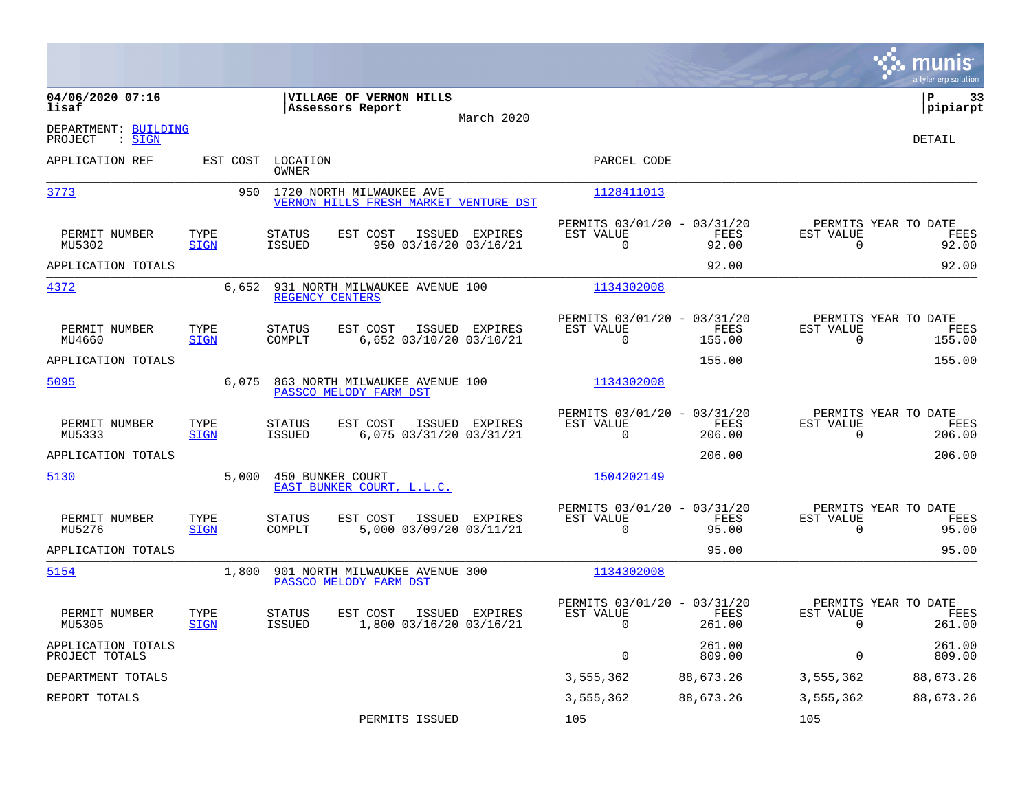**04/06/2020 07:16**
**lisaf**

**VILLAGE OF VERNON HILLS**
**Assessors Report**

March 2020

**P 33**
**pipiarpt**

DEPARTMENT: BUILDING
PROJECT : SIGN

DETAIL

| APPLICATION REF | EST COST | LOCATION / OWNER | PARCEL CODE |
|---|---|---|---|
| 3773 | 950 | 1720 NORTH MILWAUKEE AVE / VERNON HILLS FRESH MARKET VENTURE DST | 1128411013 |

| PERMIT NUMBER | TYPE | STATUS | EST COST | ISSUED | EXPIRES | PERMITS 03/01/20 - 03/31/20 EST VALUE | FEES | PERMITS YEAR TO DATE EST VALUE | FEES |
|---|---|---|---|---|---|---|---|---|---|
| MU5302 | SIGN | ISSUED | 950 | 03/16/20 | 03/16/21 | 0 | 92.00 | 0 | 92.00 |
| APPLICATION TOTALS | | | | | | | 92.00 | | 92.00 |

| APPLICATION REF | EST COST | LOCATION / OWNER | PARCEL CODE |
|---|---|---|---|
| 4372 | 6,652 | 931 NORTH MILWAUKEE AVENUE 100 / REGENCY CENTERS | 1134302008 |

| PERMIT NUMBER | TYPE | STATUS | EST COST | ISSUED | EXPIRES | PERMITS 03/01/20 - 03/31/20 EST VALUE | FEES | PERMITS YEAR TO DATE EST VALUE | FEES |
|---|---|---|---|---|---|---|---|---|---|
| MU4660 | SIGN | COMPLT | 6,652 | 03/10/20 | 03/10/21 | 0 | 155.00 | 0 | 155.00 |
| APPLICATION TOTALS | | | | | | | 155.00 | | 155.00 |

| APPLICATION REF | EST COST | LOCATION / OWNER | PARCEL CODE |
|---|---|---|---|
| 5095 | 6,075 | 863 NORTH MILWAUKEE AVENUE 100 / PASSCO MELODY FARM DST | 1134302008 |

| PERMIT NUMBER | TYPE | STATUS | EST COST | ISSUED | EXPIRES | PERMITS 03/01/20 - 03/31/20 EST VALUE | FEES | PERMITS YEAR TO DATE EST VALUE | FEES |
|---|---|---|---|---|---|---|---|---|---|
| MU5333 | SIGN | ISSUED | 6,075 | 03/31/20 | 03/31/21 | 0 | 206.00 | 0 | 206.00 |
| APPLICATION TOTALS | | | | | | | 206.00 | | 206.00 |

| APPLICATION REF | EST COST | LOCATION / OWNER | PARCEL CODE |
|---|---|---|---|
| 5130 | 5,000 | 450 BUNKER COURT / EAST BUNKER COURT, L.L.C. | 1504202149 |

| PERMIT NUMBER | TYPE | STATUS | EST COST | ISSUED | EXPIRES | PERMITS 03/01/20 - 03/31/20 EST VALUE | FEES | PERMITS YEAR TO DATE EST VALUE | FEES |
|---|---|---|---|---|---|---|---|---|---|
| MU5276 | SIGN | COMPLT | 5,000 | 03/09/20 | 03/11/21 | 0 | 95.00 | 0 | 95.00 |
| APPLICATION TOTALS | | | | | | | 95.00 | | 95.00 |

| APPLICATION REF | EST COST | LOCATION / OWNER | PARCEL CODE |
|---|---|---|---|
| 5154 | 1,800 | 901 NORTH MILWAUKEE AVENUE 300 / PASSCO MELODY FARM DST | 1134302008 |

| PERMIT NUMBER | TYPE | STATUS | EST COST | ISSUED | EXPIRES | PERMITS 03/01/20 - 03/31/20 EST VALUE | FEES | PERMITS YEAR TO DATE EST VALUE | FEES |
|---|---|---|---|---|---|---|---|---|---|
| MU5305 | SIGN | ISSUED | 1,800 | 03/16/20 | 03/16/21 | 0 | 261.00 | 0 | 261.00 |
| APPLICATION TOTALS | | | | | | 0 | 261.00 | 0 | 261.00 |
| PROJECT TOTALS | | | | | | | 809.00 | | 809.00 |
| DEPARTMENT TOTALS | | | | | | 3,555,362 | 88,673.26 | 3,555,362 | 88,673.26 |
| REPORT TOTALS | | | | | | 3,555,362 | 88,673.26 | 3,555,362 | 88,673.26 |
| | | | PERMITS ISSUED | | | 105 | | 105 | |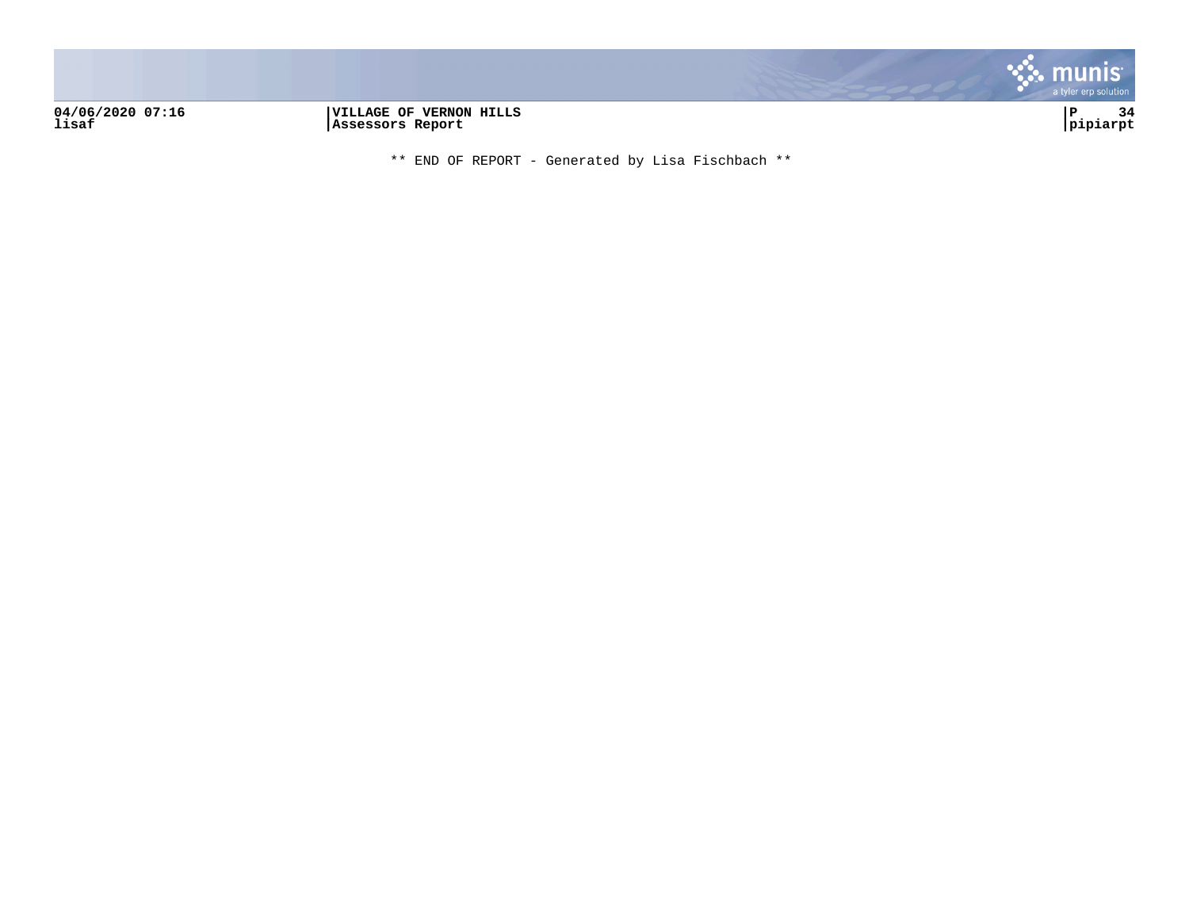** END OF REPORT - Generated by Lisa Fischbach **